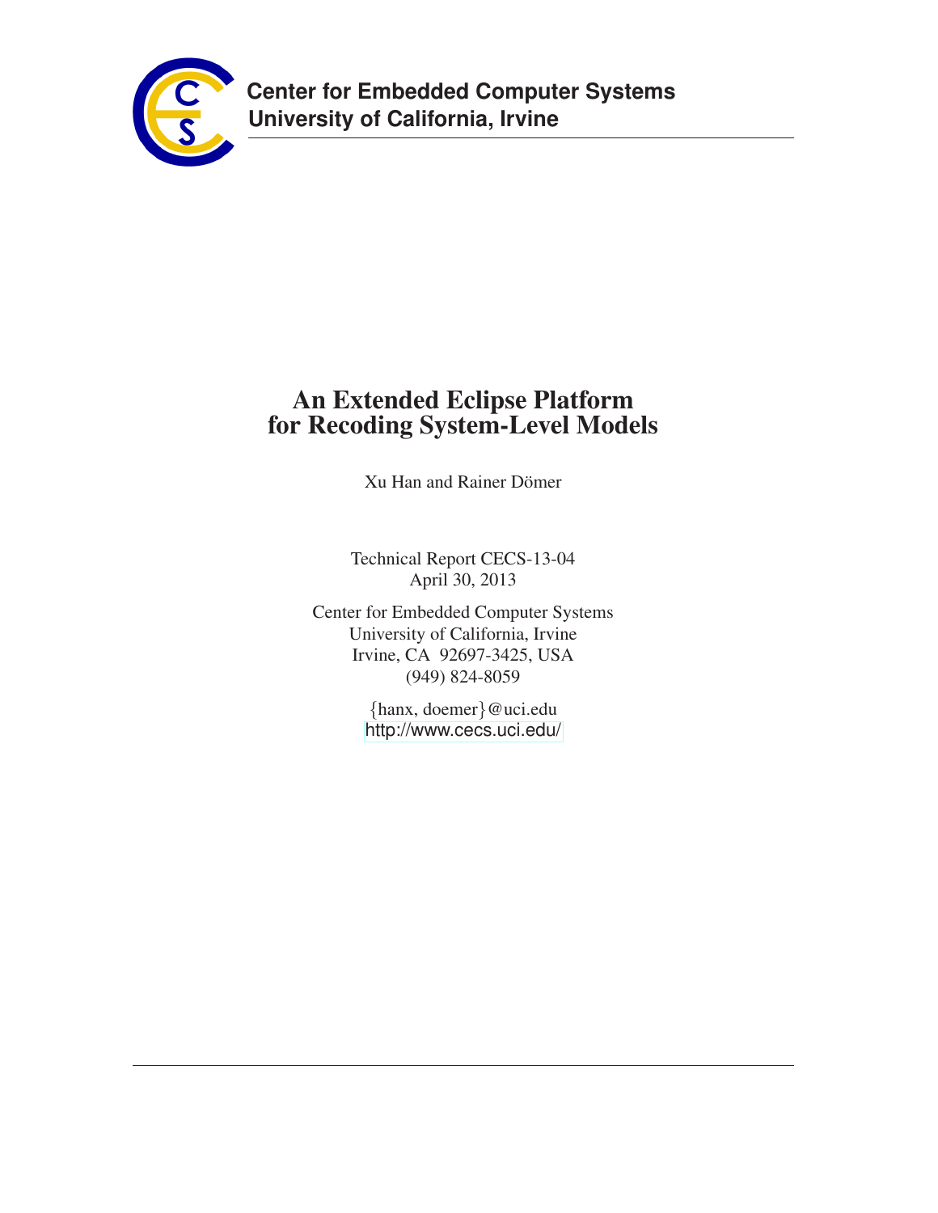**Center for Embedded Computer Systems**
**University of California, Irvine**

# An Extended Eclipse Platform for Recoding System-Level Models

Xu Han and Rainer Dömer

Technical Report CECS-13-04
April 30, 2013

Center for Embedded Computer Systems
University of California, Irvine
Irvine, CA 92697-3425, USA
(949) 824-8059

{hanx, doemer}@uci.edu
http://www.cecs.uci.edu/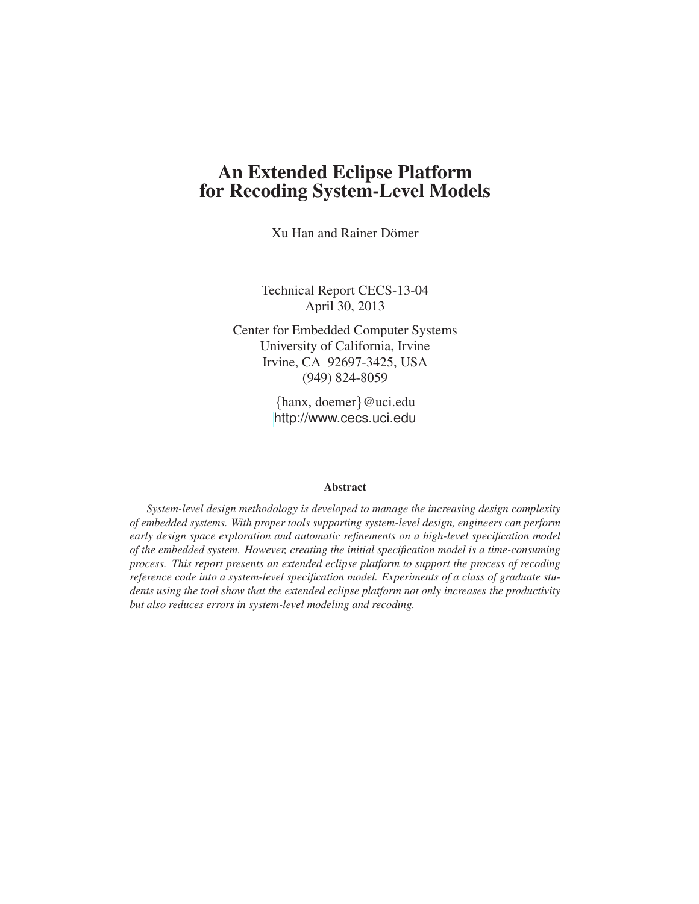# An Extended Eclipse Platform for Recoding System-Level Models

Xu Han and Rainer Dömer

Technical Report CECS-13-04
April 30, 2013

Center for Embedded Computer Systems
University of California, Irvine
Irvine, CA 92697-3425, USA
(949) 824-8059

{hanx, doemer}@uci.edu
http://www.cecs.uci.edu

### Abstract

*System-level design methodology is developed to manage the increasing design complexity of embedded systems. With proper tools supporting system-level design, engineers can perform early design space exploration and automatic refinements on a high-level specification model of the embedded system. However, creating the initial specification model is a time-consuming process. This report presents an extended eclipse platform to support the process of recoding reference code into a system-level specification model. Experiments of a class of graduate students using the tool show that the extended eclipse platform not only increases the productivity but also reduces errors in system-level modeling and recoding.*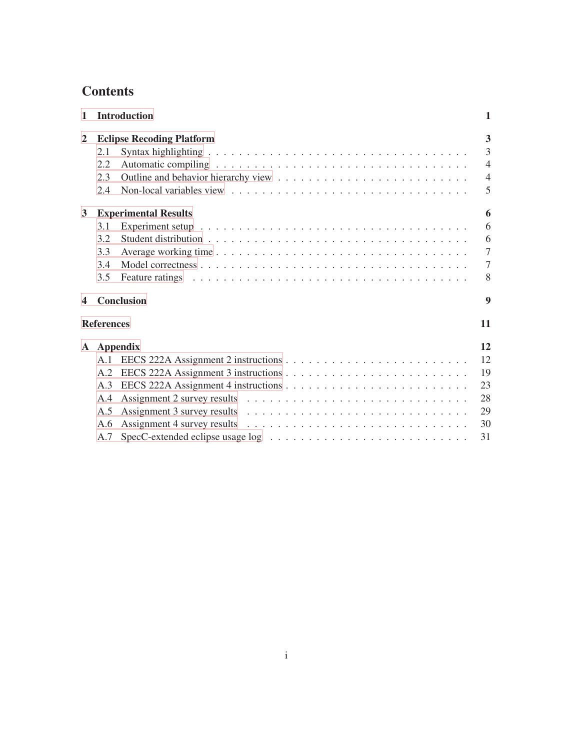# Contents

**1 Introduction** **1**

**2 Eclipse Recoding Platform** **3**

- 2.1 Syntax highlighting . . . . . 3
- 2.2 Automatic compiling . . . . . 4
- 2.3 Outline and behavior hierarchy view . . . . . 4
- 2.4 Non-local variables view . . . . . 5

**3 Experimental Results** **6**

- 3.1 Experiment setup . . . . . 6
- 3.2 Student distribution . . . . . 6
- 3.3 Average working time . . . . . 7
- 3.4 Model correctness . . . . . 7
- 3.5 Feature ratings . . . . . 8

**4 Conclusion** **9**

**References** **11**

**A Appendix** **12**

- A.1 EECS 222A Assignment 2 instructions . . . . . 12
- A.2 EECS 222A Assignment 3 instructions . . . . . 19
- A.3 EECS 222A Assignment 4 instructions . . . . . 23
- A.4 Assignment 2 survey results . . . . . 28
- A.5 Assignment 3 survey results . . . . . 29
- A.6 Assignment 4 survey results . . . . . 30
- A.7 SpecC-extended eclipse usage log . . . . . 31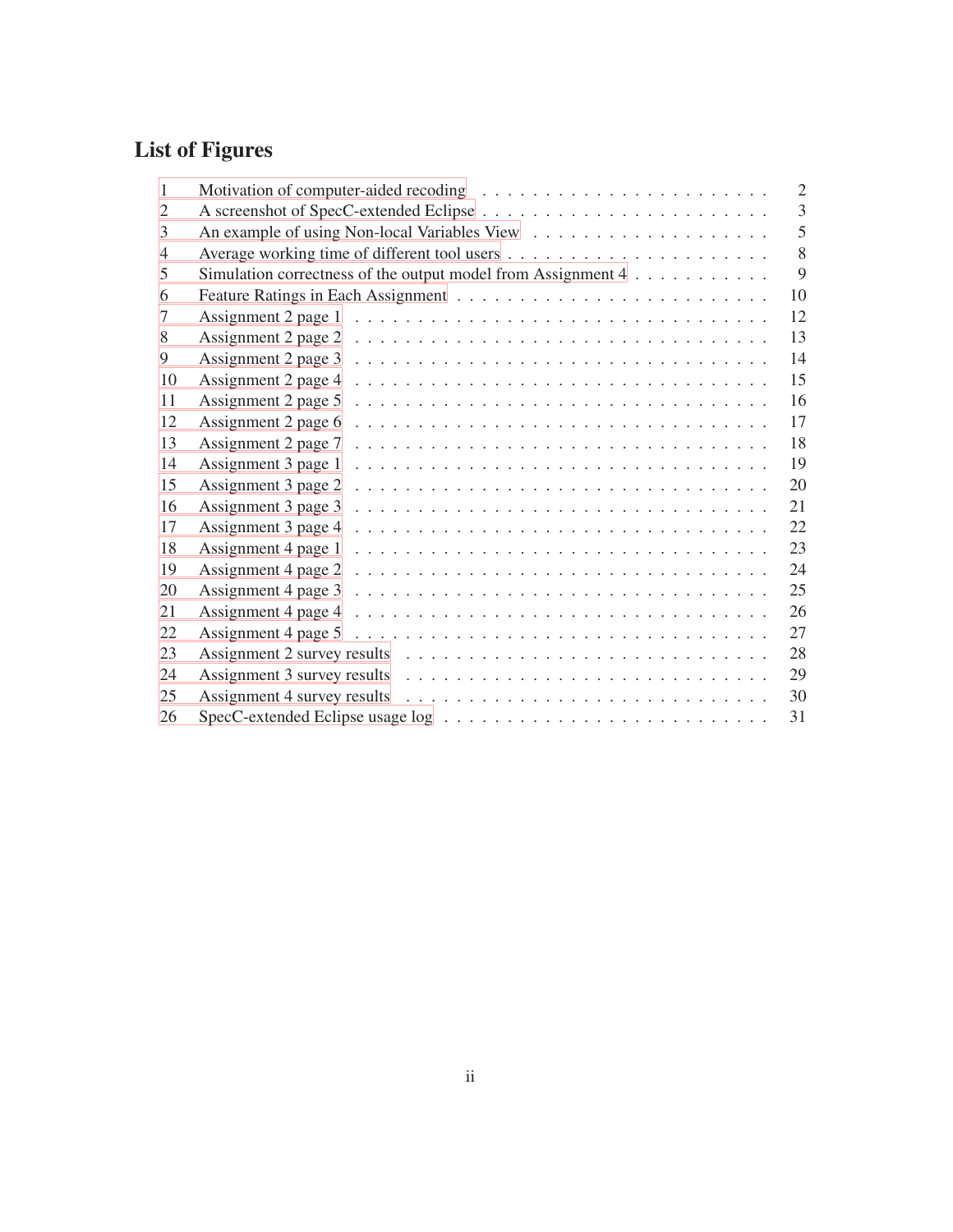## List of Figures

1 Motivation of computer-aided recoding . . . . . . . . . . . . . . . . . . . . . . . . 2
2 A screenshot of SpecC-extended Eclipse . . . . . . . . . . . . . . . . . . . . . . . 3
3 An example of using Non-local Variables View . . . . . . . . . . . . . . . . . . . . 5
4 Average working time of different tool users . . . . . . . . . . . . . . . . . . . . . 8
5 Simulation correctness of the output model from Assignment 4 . . . . . . . . . . . 9
6 Feature Ratings in Each Assignment . . . . . . . . . . . . . . . . . . . . . . . . . 10
7 Assignment 2 page 1 . . . . . . . . . . . . . . . . . . . . . . . . . . . . . . . . . 12
8 Assignment 2 page 2 . . . . . . . . . . . . . . . . . . . . . . . . . . . . . . . . . 13
9 Assignment 2 page 3 . . . . . . . . . . . . . . . . . . . . . . . . . . . . . . . . . 14
10 Assignment 2 page 4 . . . . . . . . . . . . . . . . . . . . . . . . . . . . . . . . . 15
11 Assignment 2 page 5 . . . . . . . . . . . . . . . . . . . . . . . . . . . . . . . . . 16
12 Assignment 2 page 6 . . . . . . . . . . . . . . . . . . . . . . . . . . . . . . . . . 17
13 Assignment 2 page 7 . . . . . . . . . . . . . . . . . . . . . . . . . . . . . . . . . 18
14 Assignment 3 page 1 . . . . . . . . . . . . . . . . . . . . . . . . . . . . . . . . . 19
15 Assignment 3 page 2 . . . . . . . . . . . . . . . . . . . . . . . . . . . . . . . . . 20
16 Assignment 3 page 3 . . . . . . . . . . . . . . . . . . . . . . . . . . . . . . . . . 21
17 Assignment 3 page 4 . . . . . . . . . . . . . . . . . . . . . . . . . . . . . . . . . 22
18 Assignment 4 page 1 . . . . . . . . . . . . . . . . . . . . . . . . . . . . . . . . . 23
19 Assignment 4 page 2 . . . . . . . . . . . . . . . . . . . . . . . . . . . . . . . . . 24
20 Assignment 4 page 3 . . . . . . . . . . . . . . . . . . . . . . . . . . . . . . . . . 25
21 Assignment 4 page 4 . . . . . . . . . . . . . . . . . . . . . . . . . . . . . . . . . 26
22 Assignment 4 page 5 . . . . . . . . . . . . . . . . . . . . . . . . . . . . . . . . . 27
23 Assignment 2 survey results . . . . . . . . . . . . . . . . . . . . . . . . . . . . . 28
24 Assignment 3 survey results . . . . . . . . . . . . . . . . . . . . . . . . . . . . . 29
25 Assignment 4 survey results . . . . . . . . . . . . . . . . . . . . . . . . . . . . . 30
26 SpecC-extended Eclipse usage log . . . . . . . . . . . . . . . . . . . . . . . . . . 31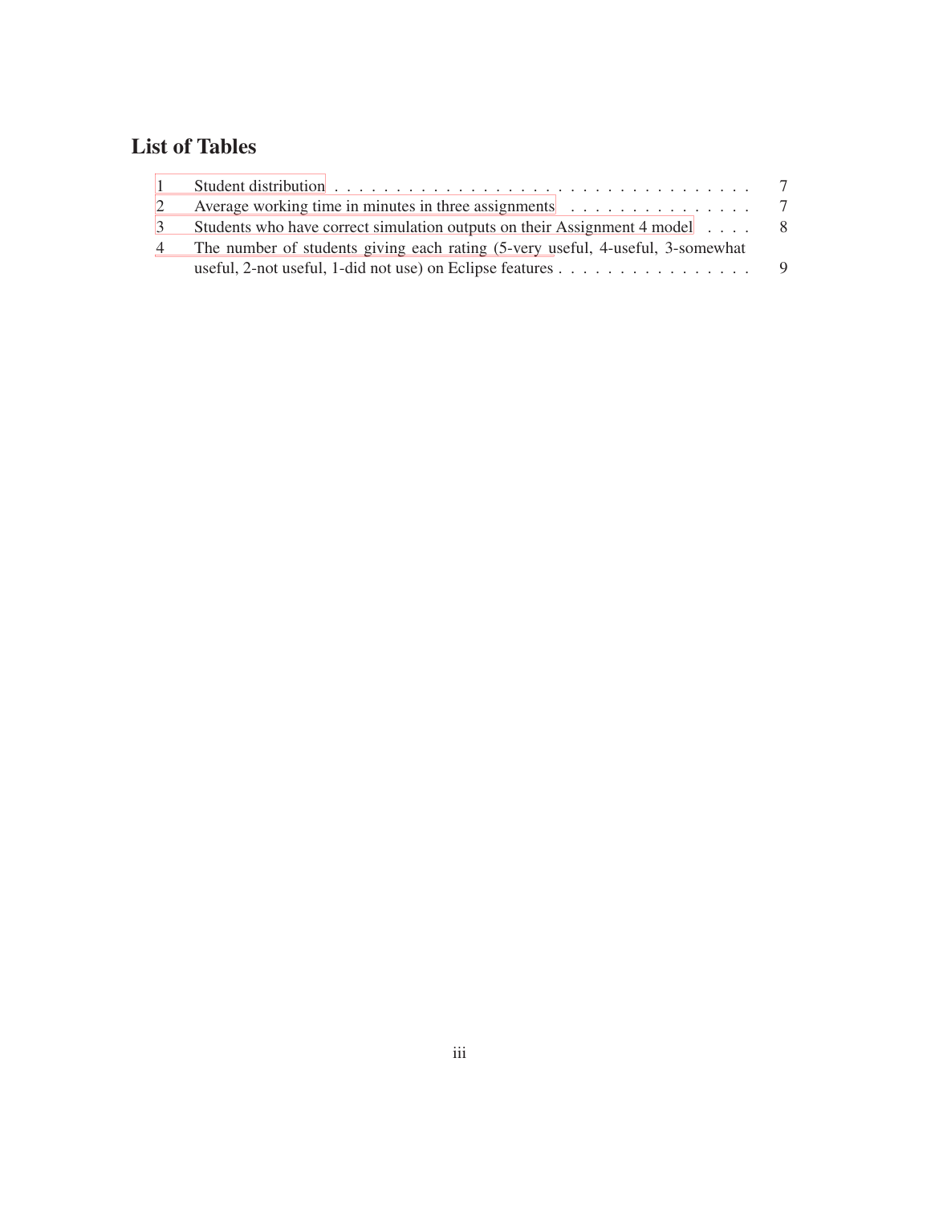## List of Tables

1 Student distribution . . . . . . . . . . . . . . . . . . . . . . . . . . . . . . . . . . . . 7
2 Average working time in minutes in three assignments . . . . . . . . . . . . . . . . 7
3 Students who have correct simulation outputs on their Assignment 4 model . . . . 8
4 The number of students giving each rating (5-very useful, 4-useful, 3-somewhat useful, 2-not useful, 1-did not use) on Eclipse features . . . . . . . . . . . . . . . . . 9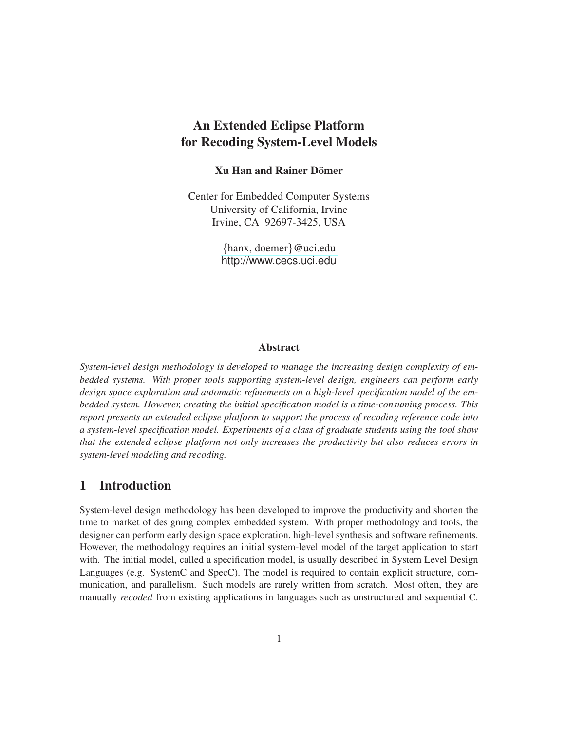# An Extended Eclipse Platform for Recoding System-Level Models

**Xu Han and Rainer Dömer**

Center for Embedded Computer Systems
University of California, Irvine
Irvine, CA 92697-3425, USA

{hanx, doemer}@uci.edu
http://www.cecs.uci.edu

## Abstract

*System-level design methodology is developed to manage the increasing design complexity of embedded systems. With proper tools supporting system-level design, engineers can perform early design space exploration and automatic refinements on a high-level specification model of the embedded system. However, creating the initial specification model is a time-consuming process. This report presents an extended eclipse platform to support the process of recoding reference code into a system-level specification model. Experiments of a class of graduate students using the tool show that the extended eclipse platform not only increases the productivity but also reduces errors in system-level modeling and recoding.*

## 1 Introduction

System-level design methodology has been developed to improve the productivity and shorten the time to market of designing complex embedded system. With proper methodology and tools, the designer can perform early design space exploration, high-level synthesis and software refinements. However, the methodology requires an initial system-level model of the target application to start with. The initial model, called a specification model, is usually described in System Level Design Languages (e.g. SystemC and SpecC). The model is required to contain explicit structure, communication, and parallelism. Such models are rarely written from scratch. Most often, they are manually *recoded* from existing applications in languages such as unstructured and sequential C.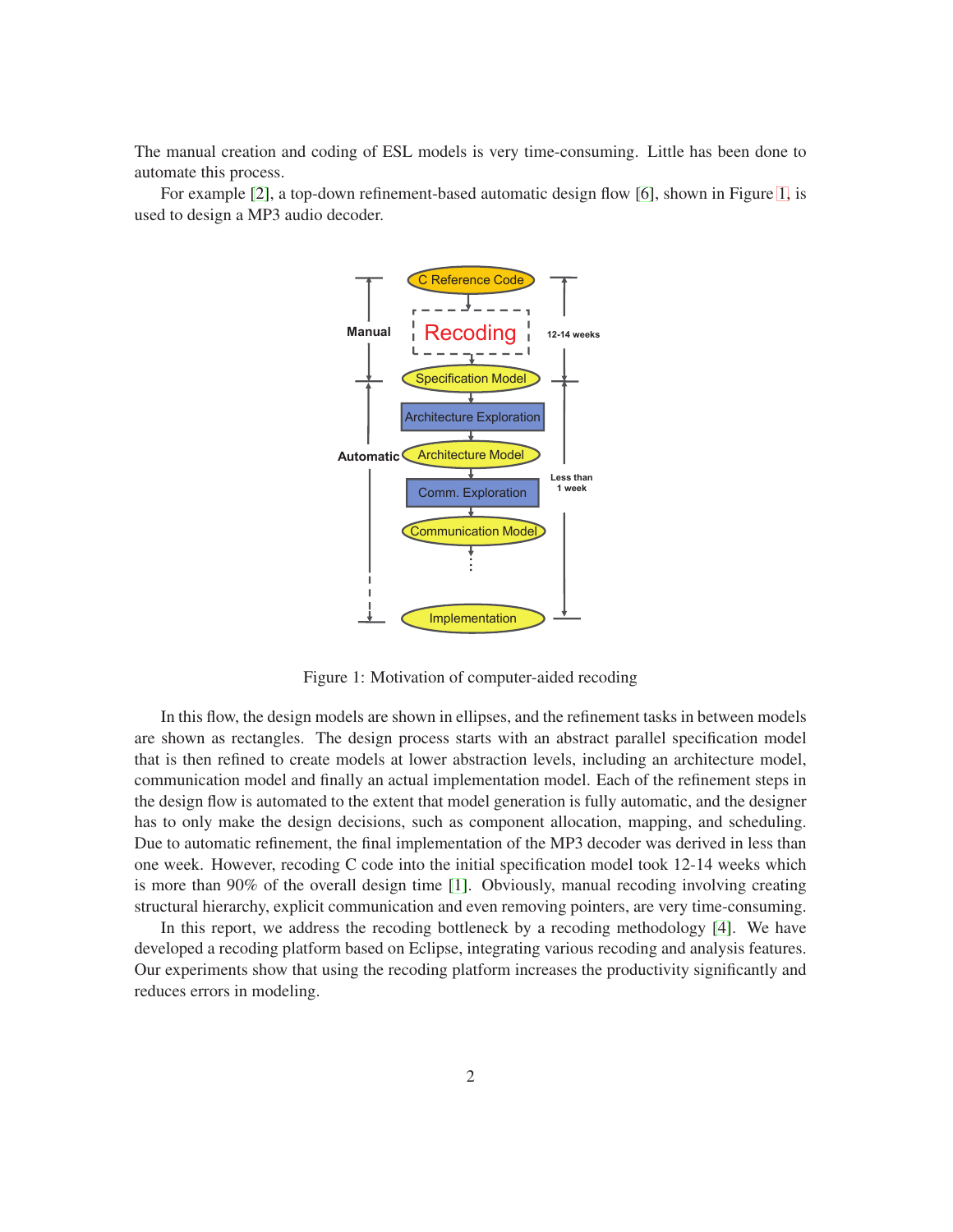The manual creation and coding of ESL models is very time-consuming. Little has been done to automate this process.

For example [2], a top-down refinement-based automatic design flow [6], shown in Figure 1, is used to design a MP3 audio decoder.

Figure 1: Motivation of computer-aided recoding

In this flow, the design models are shown in ellipses, and the refinement tasks in between models are shown as rectangles. The design process starts with an abstract parallel specification model that is then refined to create models at lower abstraction levels, including an architecture model, communication model and finally an actual implementation model. Each of the refinement steps in the design flow is automated to the extent that model generation is fully automatic, and the designer has to only make the design decisions, such as component allocation, mapping, and scheduling. Due to automatic refinement, the final implementation of the MP3 decoder was derived in less than one week. However, recoding C code into the initial specification model took 12-14 weeks which is more than 90% of the overall design time [1]. Obviously, manual recoding involving creating structural hierarchy, explicit communication and even removing pointers, are very time-consuming.

In this report, we address the recoding bottleneck by a recoding methodology [4]. We have developed a recoding platform based on Eclipse, integrating various recoding and analysis features. Our experiments show that using the recoding platform increases the productivity significantly and reduces errors in modeling.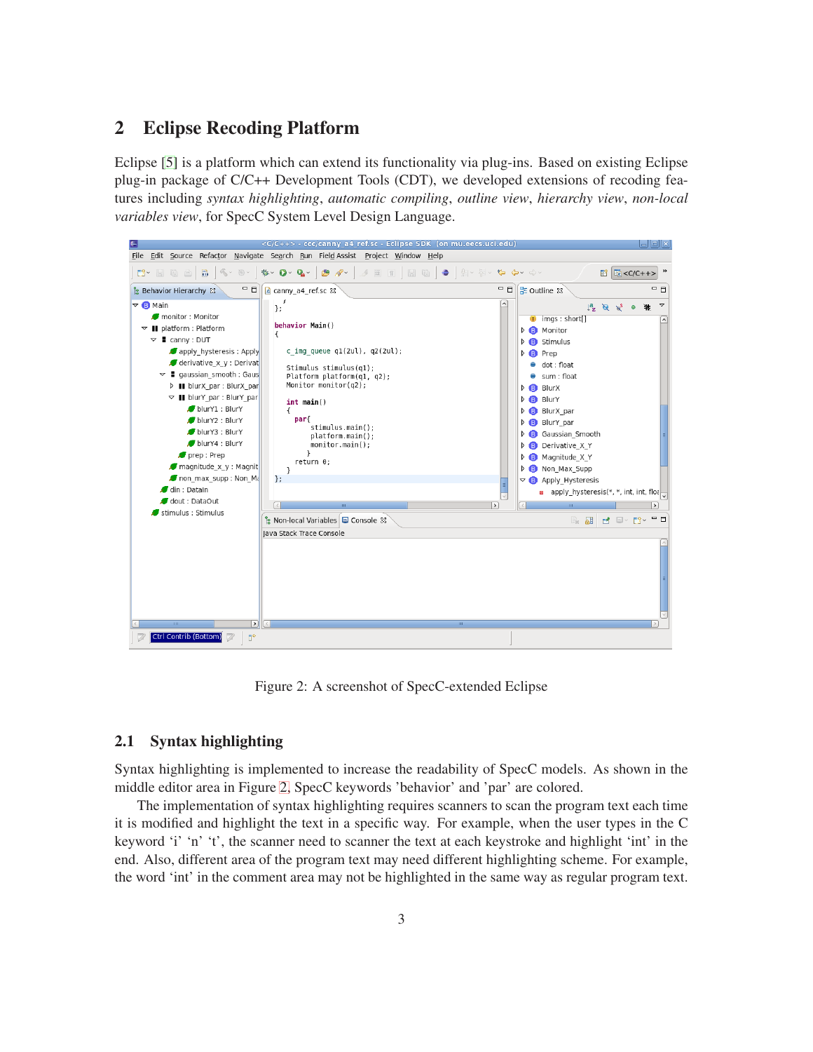## 2 Eclipse Recoding Platform

Eclipse [5] is a platform which can extend its functionality via plug-ins. Based on existing Eclipse plug-in package of C/C++ Development Tools (CDT), we developed extensions of recoding features including *syntax highlighting*, *automatic compiling*, *outline view*, *hierarchy view*, *non-local variables view*, for SpecC System Level Design Language.

Figure 2: A screenshot of SpecC-extended Eclipse

### 2.1 Syntax highlighting

Syntax highlighting is implemented to increase the readability of SpecC models. As shown in the middle editor area in Figure 2, SpecC keywords 'behavior' and 'par' are colored.

The implementation of syntax highlighting requires scanners to scan the program text each time it is modified and highlight the text in a specific way. For example, when the user types in the C keyword 'i' 'n' 't', the scanner need to scanner the text at each keystroke and highlight 'int' in the end. Also, different area of the program text may need different highlighting scheme. For example, the word 'int' in the comment area may not be highlighted in the same way as regular program text.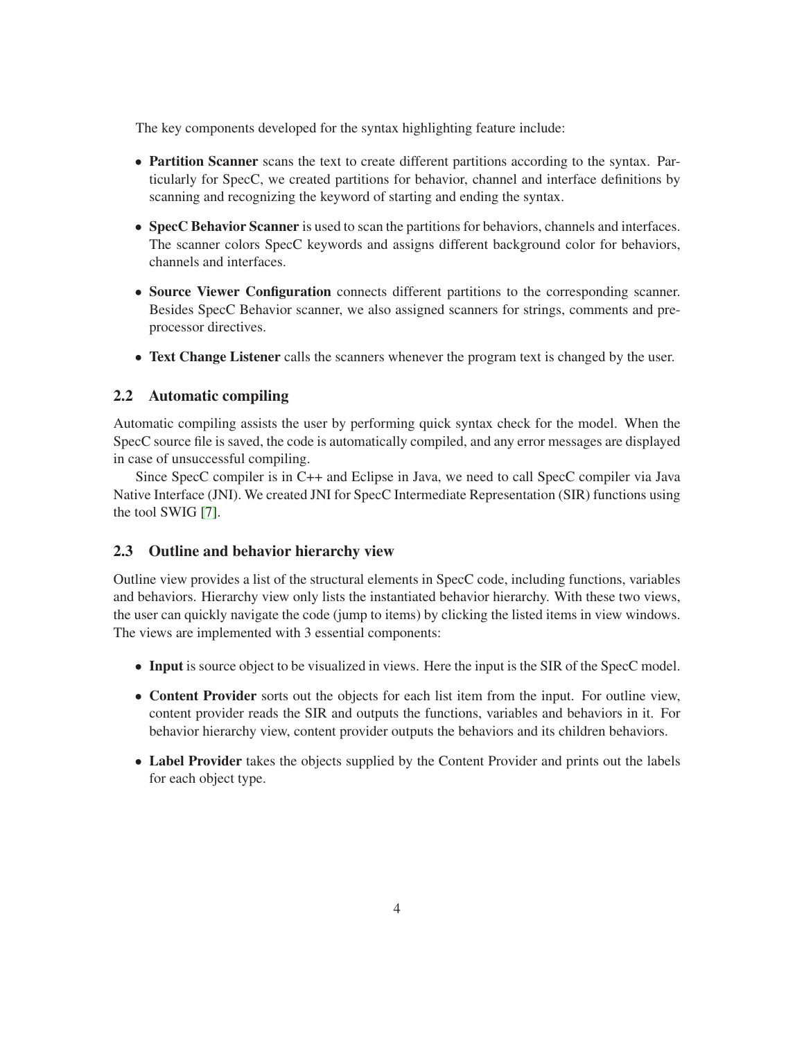The key components developed for the syntax highlighting feature include:

- **Partition Scanner** scans the text to create different partitions according to the syntax. Particularly for SpecC, we created partitions for behavior, channel and interface definitions by scanning and recognizing the keyword of starting and ending the syntax.
- **SpecC Behavior Scanner** is used to scan the partitions for behaviors, channels and interfaces. The scanner colors SpecC keywords and assigns different background color for behaviors, channels and interfaces.
- **Source Viewer Configuration** connects different partitions to the corresponding scanner. Besides SpecC Behavior scanner, we also assigned scanners for strings, comments and preprocessor directives.
- **Text Change Listener** calls the scanners whenever the program text is changed by the user.

### 2.2 Automatic compiling

Automatic compiling assists the user by performing quick syntax check for the model. When the SpecC source file is saved, the code is automatically compiled, and any error messages are displayed in case of unsuccessful compiling.

Since SpecC compiler is in C++ and Eclipse in Java, we need to call SpecC compiler via Java Native Interface (JNI). We created JNI for SpecC Intermediate Representation (SIR) functions using the tool SWIG [7].

### 2.3 Outline and behavior hierarchy view

Outline view provides a list of the structural elements in SpecC code, including functions, variables and behaviors. Hierarchy view only lists the instantiated behavior hierarchy. With these two views, the user can quickly navigate the code (jump to items) by clicking the listed items in view windows. The views are implemented with 3 essential components:

- **Input** is source object to be visualized in views. Here the input is the SIR of the SpecC model.
- **Content Provider** sorts out the objects for each list item from the input. For outline view, content provider reads the SIR and outputs the functions, variables and behaviors in it. For behavior hierarchy view, content provider outputs the behaviors and its children behaviors.
- **Label Provider** takes the objects supplied by the Content Provider and prints out the labels for each object type.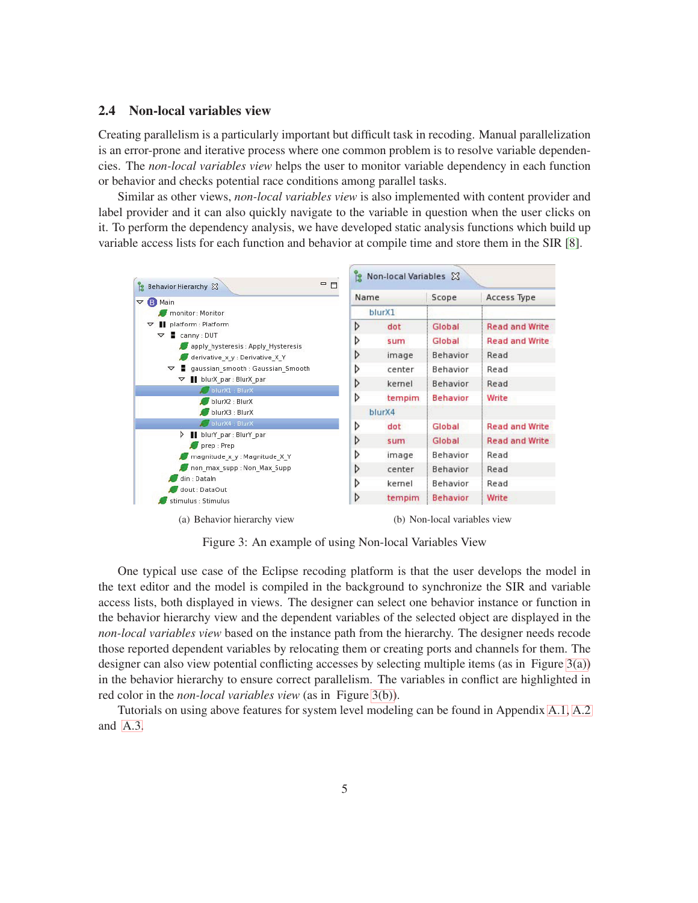## 2.4 Non-local variables view

Creating parallelism is a particularly important but difficult task in recoding. Manual parallelization is an error-prone and iterative process where one common problem is to resolve variable dependencies. The *non-local variables view* helps the user to monitor variable dependency in each function or behavior and checks potential race conditions among parallel tasks.

Similar as other views, *non-local variables view* is also implemented with content provider and label provider and it can also quickly navigate to the variable in question when the user clicks on it. To perform the dependency analysis, we have developed static analysis functions which build up variable access lists for each function and behavior at compile time and store them in the SIR [8].

(a) Behavior hierarchy view

(b) Non-local variables view

Figure 3: An example of using Non-local Variables View

One typical use case of the Eclipse recoding platform is that the user develops the model in the text editor and the model is compiled in the background to synchronize the SIR and variable access lists, both displayed in views. The designer can select one behavior instance or function in the behavior hierarchy view and the dependent variables of the selected object are displayed in the *non-local variables view* based on the instance path from the hierarchy. The designer needs recode those reported dependent variables by relocating them or creating ports and channels for them. The designer can also view potential conflicting accesses by selecting multiple items (as in Figure 3(a)) in the behavior hierarchy to ensure correct parallelism. The variables in conflict are highlighted in red color in the *non-local variables view* (as in Figure 3(b)).

Tutorials on using above features for system level modeling can be found in Appendix A.1, A.2 and A.3.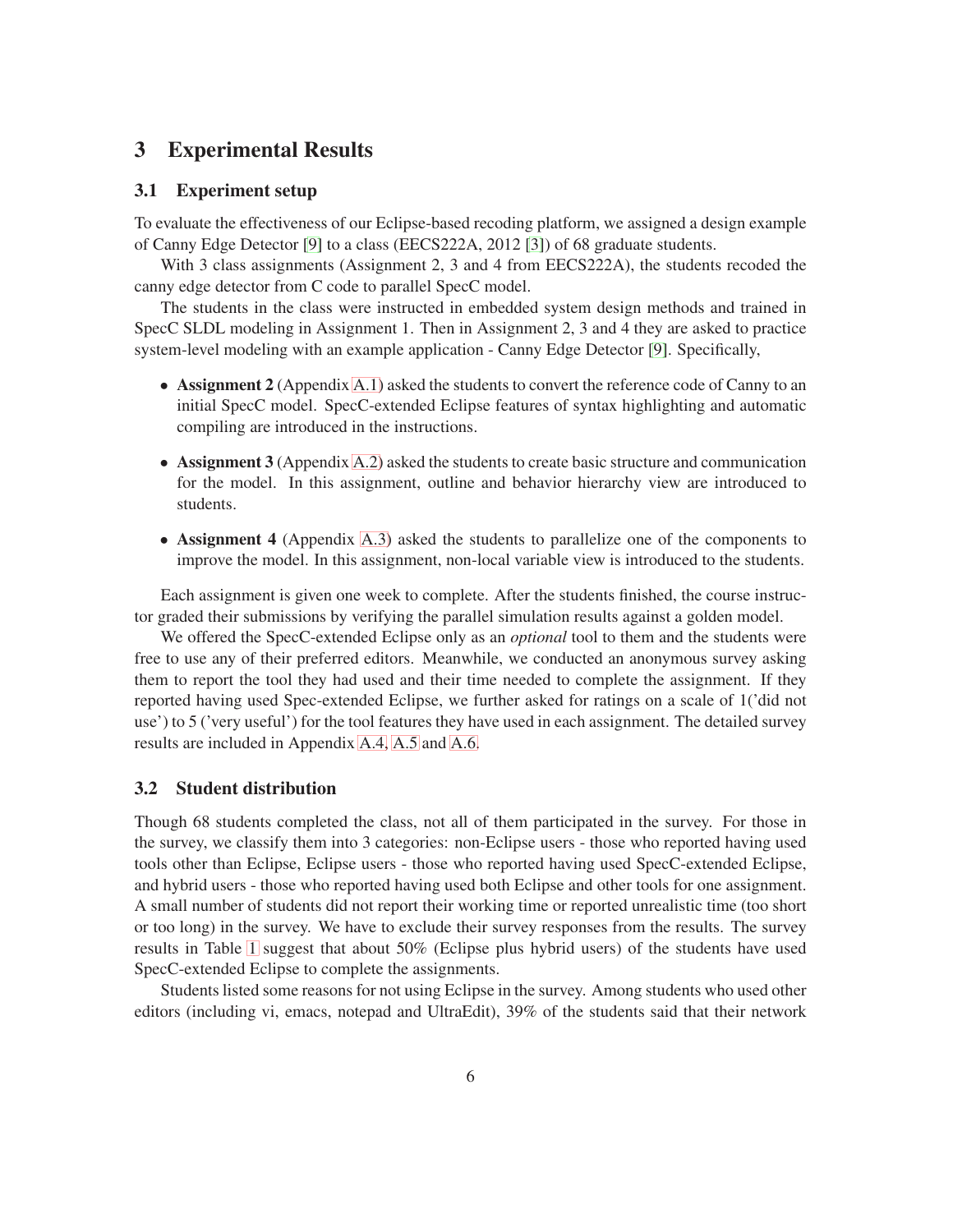# 3 Experimental Results

## 3.1 Experiment setup

To evaluate the effectiveness of our Eclipse-based recoding platform, we assigned a design example of Canny Edge Detector [9] to a class (EECS222A, 2012 [3]) of 68 graduate students.

With 3 class assignments (Assignment 2, 3 and 4 from EECS222A), the students recoded the canny edge detector from C code to parallel SpecC model.

The students in the class were instructed in embedded system design methods and trained in SpecC SLDL modeling in Assignment 1. Then in Assignment 2, 3 and 4 they are asked to practice system-level modeling with an example application - Canny Edge Detector [9]. Specifically,

- **Assignment 2** (Appendix A.1) asked the students to convert the reference code of Canny to an initial SpecC model. SpecC-extended Eclipse features of syntax highlighting and automatic compiling are introduced in the instructions.
- **Assignment 3** (Appendix A.2) asked the students to create basic structure and communication for the model. In this assignment, outline and behavior hierarchy view are introduced to students.
- **Assignment 4** (Appendix A.3) asked the students to parallelize one of the components to improve the model. In this assignment, non-local variable view is introduced to the students.

Each assignment is given one week to complete. After the students finished, the course instructor graded their submissions by verifying the parallel simulation results against a golden model.

We offered the SpecC-extended Eclipse only as an *optional* tool to them and the students were free to use any of their preferred editors. Meanwhile, we conducted an anonymous survey asking them to report the tool they had used and their time needed to complete the assignment. If they reported having used Spec-extended Eclipse, we further asked for ratings on a scale of 1('did not use') to 5 ('very useful') for the tool features they have used in each assignment. The detailed survey results are included in Appendix A.4, A.5 and A.6.

## 3.2 Student distribution

Though 68 students completed the class, not all of them participated in the survey. For those in the survey, we classify them into 3 categories: non-Eclipse users - those who reported having used tools other than Eclipse, Eclipse users - those who reported having used SpecC-extended Eclipse, and hybrid users - those who reported having used both Eclipse and other tools for one assignment. A small number of students did not report their working time or reported unrealistic time (too short or too long) in the survey. We have to exclude their survey responses from the results. The survey results in Table 1 suggest that about 50% (Eclipse plus hybrid users) of the students have used SpecC-extended Eclipse to complete the assignments.

Students listed some reasons for not using Eclipse in the survey. Among students who used other editors (including vi, emacs, notepad and UltraEdit), 39% of the students said that their network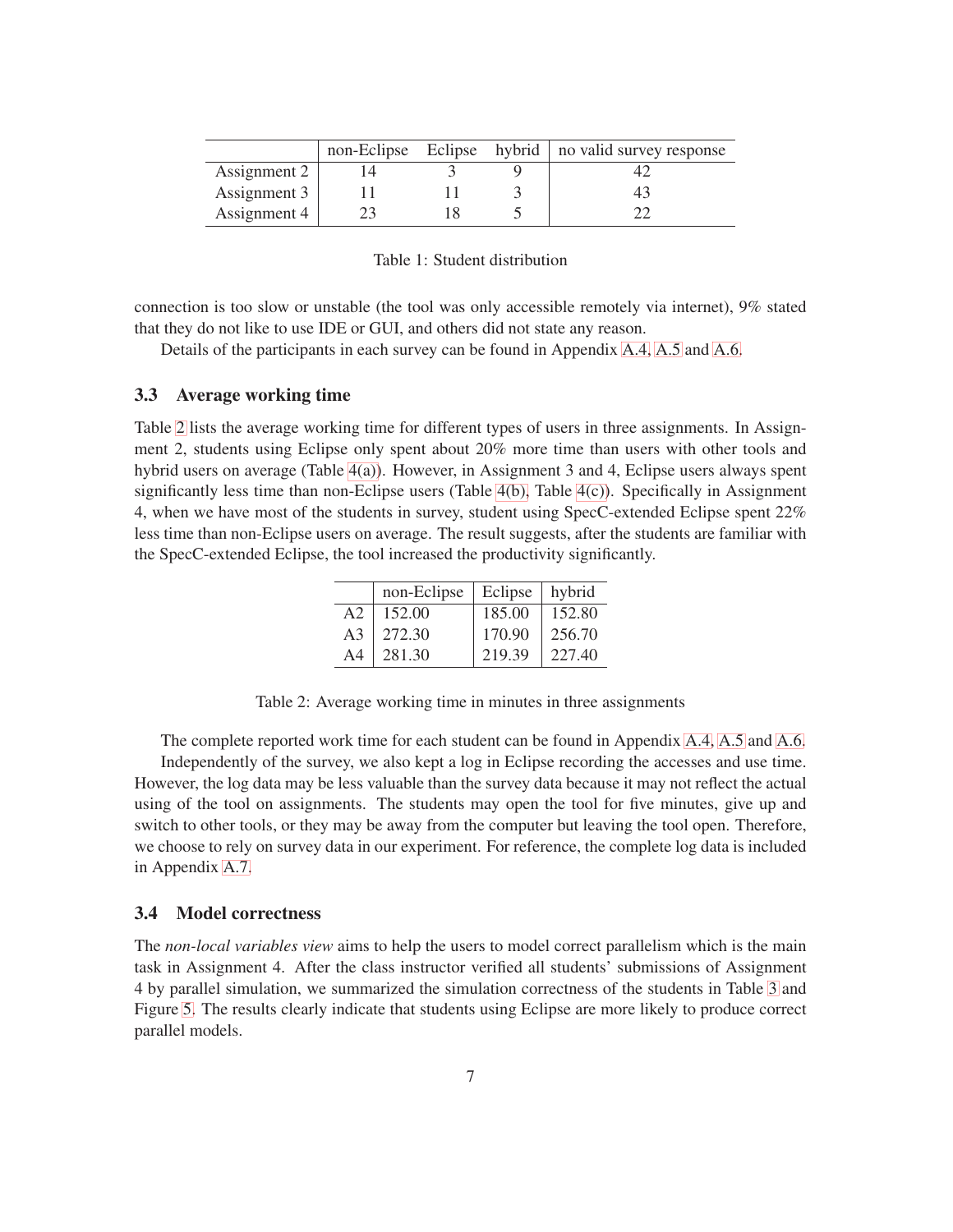| | non-Eclipse | Eclipse | hybrid | no valid survey response |
|---|---|---|---|---|
| Assignment 2 | 14 | 3 | 9 | 42 |
| Assignment 3 | 11 | 11 | 3 | 43 |
| Assignment 4 | 23 | 18 | 5 | 22 |

Table 1: Student distribution

connection is too slow or unstable (the tool was only accessible remotely via internet), 9% stated that they do not like to use IDE or GUI, and others did not state any reason.

Details of the participants in each survey can be found in Appendix A.4, A.5 and A.6.

### 3.3 Average working time

Table 2 lists the average working time for different types of users in three assignments. In Assignment 2, students using Eclipse only spent about 20% more time than users with other tools and hybrid users on average (Table 4(a)). However, in Assignment 3 and 4, Eclipse users always spent significantly less time than non-Eclipse users (Table 4(b), Table 4(c)). Specifically in Assignment 4, when we have most of the students in survey, student using SpecC-extended Eclipse spent 22% less time than non-Eclipse users on average. The result suggests, after the students are familiar with the SpecC-extended Eclipse, the tool increased the productivity significantly.

| | non-Eclipse | Eclipse | hybrid |
|---|---|---|---|
| A2 | 152.00 | 185.00 | 152.80 |
| A3 | 272.30 | 170.90 | 256.70 |
| A4 | 281.30 | 219.39 | 227.40 |

Table 2: Average working time in minutes in three assignments

The complete reported work time for each student can be found in Appendix A.4, A.5 and A.6.

Independently of the survey, we also kept a log in Eclipse recording the accesses and use time. However, the log data may be less valuable than the survey data because it may not reflect the actual using of the tool on assignments. The students may open the tool for five minutes, give up and switch to other tools, or they may be away from the computer but leaving the tool open. Therefore, we choose to rely on survey data in our experiment. For reference, the complete log data is included in Appendix A.7.

### 3.4 Model correctness

The *non-local variables view* aims to help the users to model correct parallelism which is the main task in Assignment 4. After the class instructor verified all students' submissions of Assignment 4 by parallel simulation, we summarized the simulation correctness of the students in Table 3 and Figure 5. The results clearly indicate that students using Eclipse are more likely to produce correct parallel models.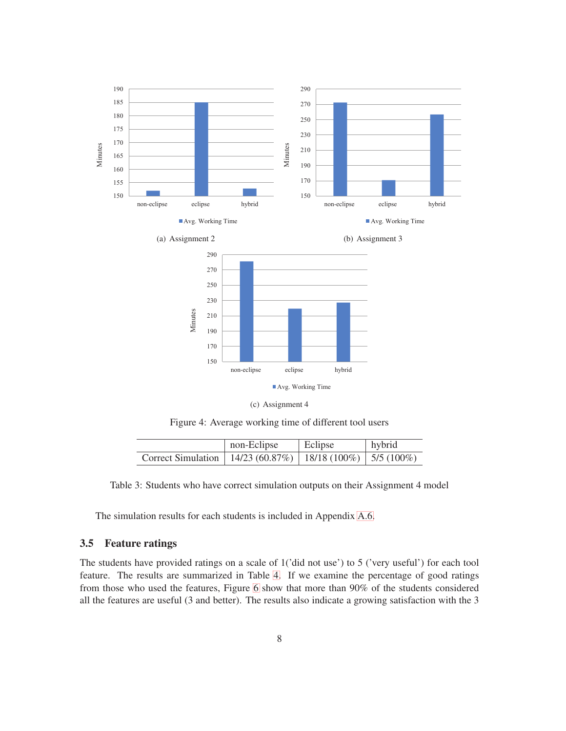(a) Assignment 2

(b) Assignment 3

(c) Assignment 4

Figure 4: Average working time of different tool users

| | non-Eclipse | Eclipse | hybrid |
|---|---|---|---|
| Correct Simulation | 14/23 (60.87%) | 18/18 (100%) | 5/5 (100%) |

Table 3: Students who have correct simulation outputs on their Assignment 4 model

The simulation results for each students is included in Appendix A.6.

### 3.5 Feature ratings

The students have provided ratings on a scale of 1('did not use') to 5 ('very useful') for each tool feature. The results are summarized in Table 4. If we examine the percentage of good ratings from those who used the features, Figure 6 show that more than 90% of the students considered all the features are useful (3 and better). The results also indicate a growing satisfaction with the 3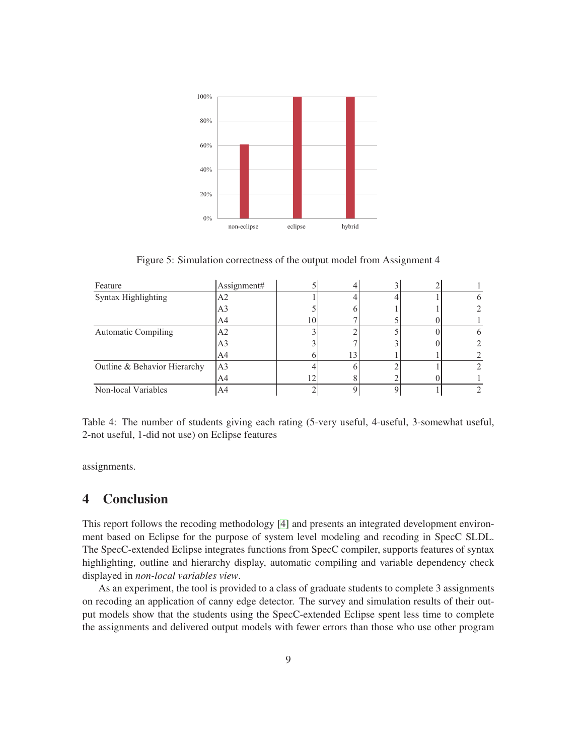Figure 5: Simulation correctness of the output model from Assignment 4

| Feature | Assignment# | 5 | 4 | 3 | 2 | 1 |
|---|---|---|---|---|---|---|
| Syntax Highlighting | A2 | 1 | 4 | 4 | 1 | 6 |
| | A3 | 5 | 6 | 1 | 1 | 2 |
| | A4 | 10 | 7 | 5 | 0 | 1 |
| Automatic Compiling | A2 | 3 | 2 | 5 | 0 | 6 |
| | A3 | 3 | 7 | 3 | 0 | 2 |
| | A4 | 6 | 13 | 1 | 1 | 2 |
| Outline & Behavior Hierarchy | A3 | 4 | 6 | 2 | 1 | 2 |
| | A4 | 12 | 8 | 2 | 0 | 1 |
| Non-local Variables | A4 | 2 | 9 | 9 | 1 | 2 |

Table 4: The number of students giving each rating (5-very useful, 4-useful, 3-somewhat useful, 2-not useful, 1-did not use) on Eclipse features

assignments.

# 4 Conclusion

This report follows the recoding methodology [4] and presents an integrated development environment based on Eclipse for the purpose of system level modeling and recoding in SpecC SLDL. The SpecC-extended Eclipse integrates functions from SpecC compiler, supports features of syntax highlighting, outline and hierarchy display, automatic compiling and variable dependency check displayed in *non-local variables view*.

As an experiment, the tool is provided to a class of graduate students to complete 3 assignments on recoding an application of canny edge detector. The survey and simulation results of their output models show that the students using the SpecC-extended Eclipse spent less time to complete the assignments and delivered output models with fewer errors than those who use other program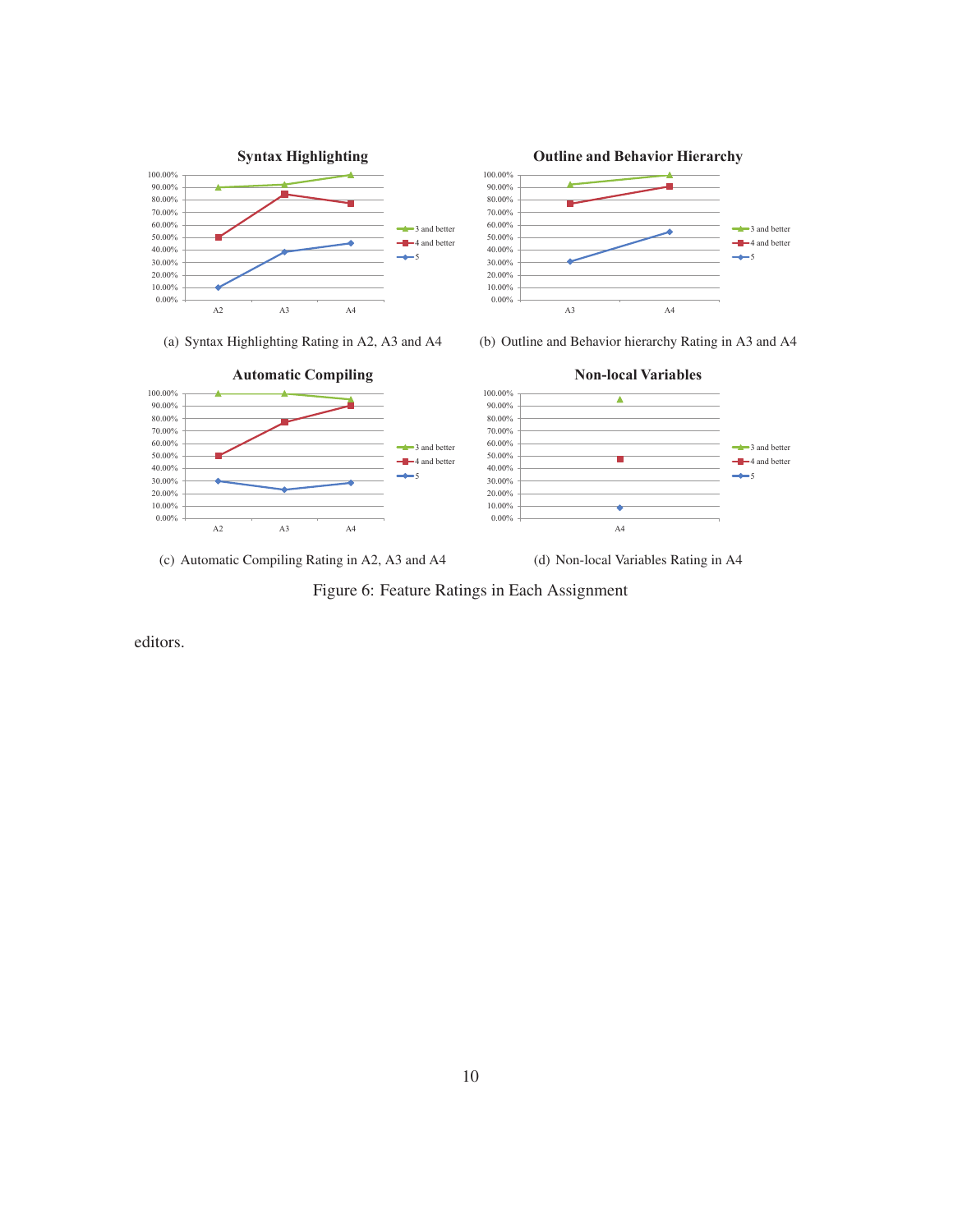(a) Syntax Highlighting Rating in A2, A3 and A4

(b) Outline and Behavior hierarchy Rating in A3 and A4

(c) Automatic Compiling Rating in A2, A3 and A4

(d) Non-local Variables Rating in A4

Figure 6: Feature Ratings in Each Assignment

editors.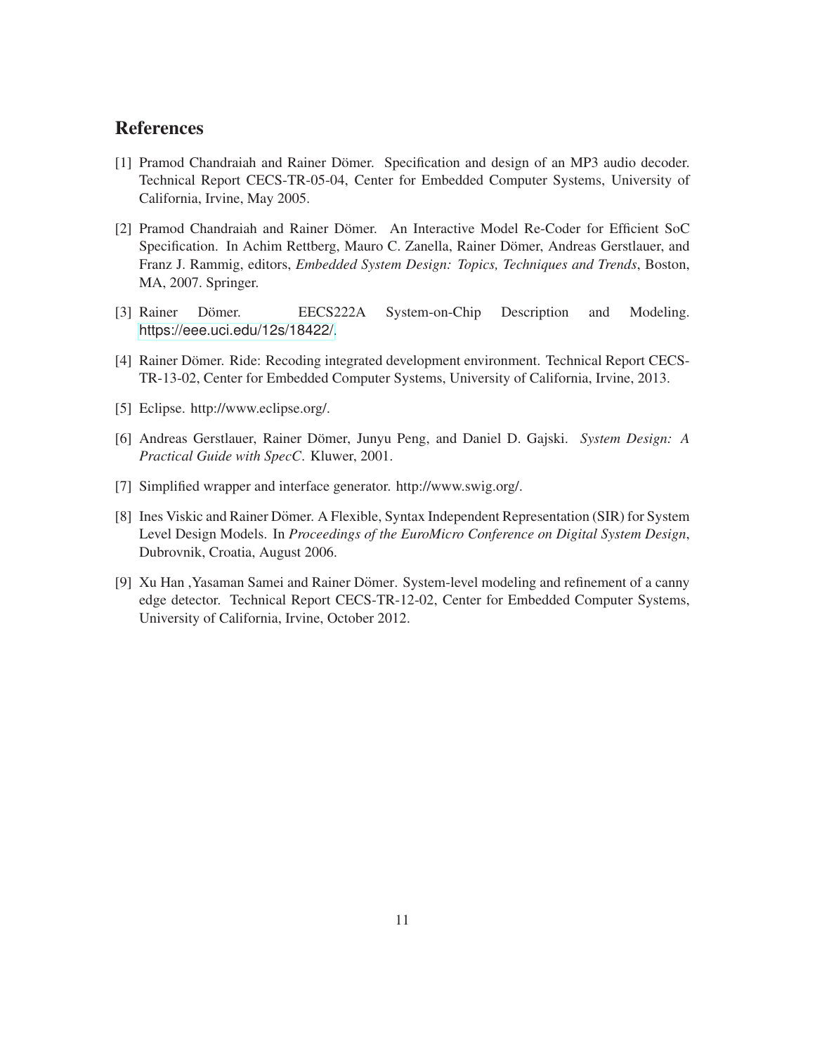# References

[1] Pramod Chandraiah and Rainer Dömer. Specification and design of an MP3 audio decoder. Technical Report CECS-TR-05-04, Center for Embedded Computer Systems, University of California, Irvine, May 2005.

[2] Pramod Chandraiah and Rainer Dömer. An Interactive Model Re-Coder for Efficient SoC Specification. In Achim Rettberg, Mauro C. Zanella, Rainer Dömer, Andreas Gerstlauer, and Franz J. Rammig, editors, *Embedded System Design: Topics, Techniques and Trends*, Boston, MA, 2007. Springer.

[3] Rainer Dömer. EECS222A System-on-Chip Description and Modeling. https://eee.uci.edu/12s/18422/.

[4] Rainer Dömer. Ride: Recoding integrated development environment. Technical Report CECS-TR-13-02, Center for Embedded Computer Systems, University of California, Irvine, 2013.

[5] Eclipse. http://www.eclipse.org/.

[6] Andreas Gerstlauer, Rainer Dömer, Junyu Peng, and Daniel D. Gajski. *System Design: A Practical Guide with SpecC*. Kluwer, 2001.

[7] Simplified wrapper and interface generator. http://www.swig.org/.

[8] Ines Viskic and Rainer Dömer. A Flexible, Syntax Independent Representation (SIR) for System Level Design Models. In *Proceedings of the EuroMicro Conference on Digital System Design*, Dubrovnik, Croatia, August 2006.

[9] Xu Han ,Yasaman Samei and Rainer Dömer. System-level modeling and refinement of a canny edge detector. Technical Report CECS-TR-12-02, Center for Embedded Computer Systems, University of California, Irvine, October 2012.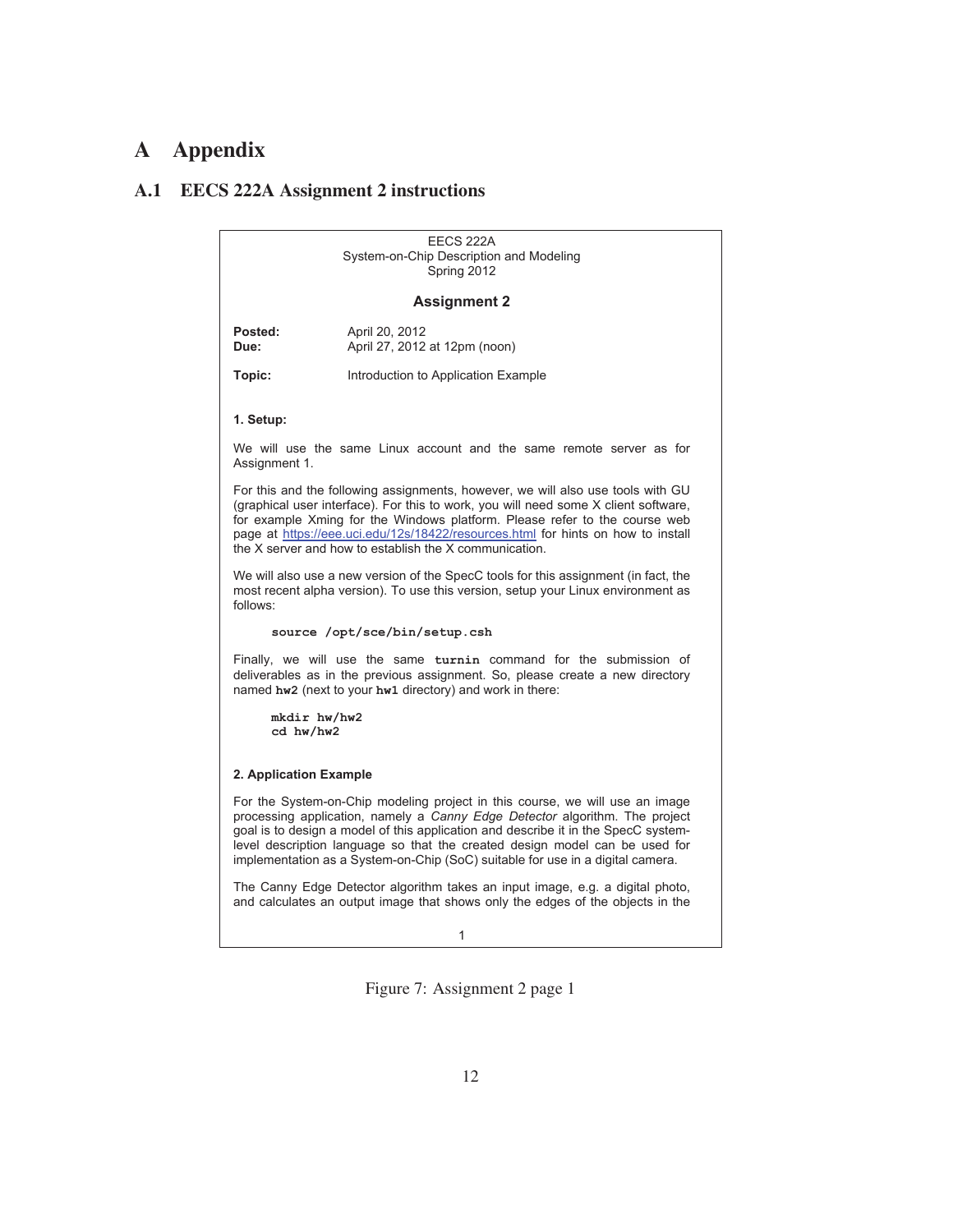# A Appendix

## A.1 EECS 222A Assignment 2 instructions

EECS 222A
System-on-Chip Description and Modeling
Spring 2012

**Assignment 2**

**Posted:** April 20, 2012
**Due:** April 27, 2012 at 12pm (noon)

**Topic:** Introduction to Application Example

**1. Setup:**

We will use the same Linux account and the same remote server as for Assignment 1.

For this and the following assignments, however, we will also use tools with GU (graphical user interface). For this to work, you will need some X client software, for example Xming for the Windows platform. Please refer to the course web page at https://eee.uci.edu/12s/18422/resources.html for hints on how to install the X server and how to establish the X communication.

We will also use a new version of the SpecC tools for this assignment (in fact, the most recent alpha version). To use this version, setup your Linux environment as follows:

```
source /opt/sce/bin/setup.csh
```

Finally, we will use the same **turnin** command for the submission of deliverables as in the previous assignment. So, please create a new directory named **hw2** (next to your **hw1** directory) and work in there:

```
mkdir hw/hw2
cd hw/hw2
```

**2. Application Example**

For the System-on-Chip modeling project in this course, we will use an image processing application, namely a *Canny Edge Detector* algorithm. The project goal is to design a model of this application and describe it in the SpecC system-level description language so that the created design model can be used for implementation as a System-on-Chip (SoC) suitable for use in a digital camera.

The Canny Edge Detector algorithm takes an input image, e.g. a digital photo, and calculates an output image that shows only the edges of the objects in the

1

Figure 7: Assignment 2 page 1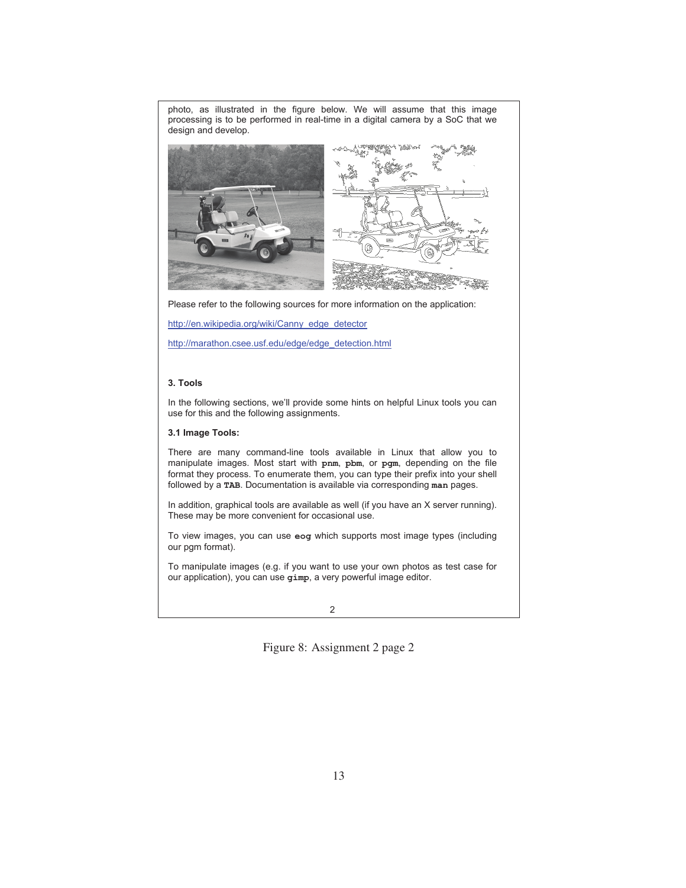photo, as illustrated in the figure below. We will assume that this image processing is to be performed in real-time in a digital camera by a SoC that we design and develop.

Please refer to the following sources for more information on the application:

http://en.wikipedia.org/wiki/Canny_edge_detector

http://marathon.csee.usf.edu/edge/edge_detection.html

### 3. Tools

In the following sections, we'll provide some hints on helpful Linux tools you can use for this and the following assignments.

#### 3.1 Image Tools:

There are many command-line tools available in Linux that allow you to manipulate images. Most start with **pnm**, **pbm**, or **pgm**, depending on the file format they process. To enumerate them, you can type their prefix into your shell followed by a **TAB**. Documentation is available via corresponding **man** pages.

In addition, graphical tools are available as well (if you have an X server running). These may be more convenient for occasional use.

To view images, you can use **eog** which supports most image types (including our pgm format).

To manipulate images (e.g. if you want to use your own photos as test case for our application), you can use **gimp**, a very powerful image editor.

2

Figure 8: Assignment 2 page 2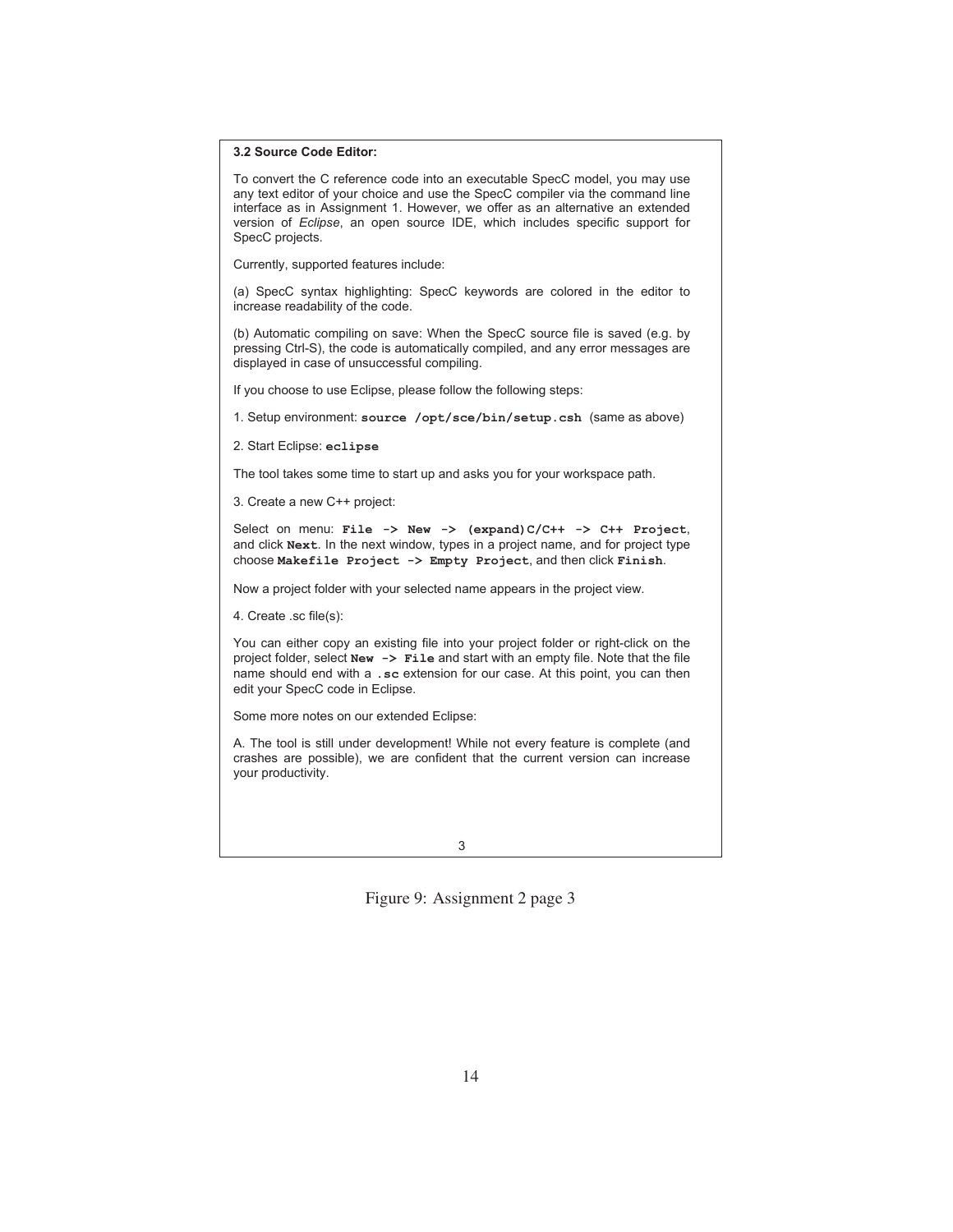**3.2 Source Code Editor:**

To convert the C reference code into an executable SpecC model, you may use any text editor of your choice and use the SpecC compiler via the command line interface as in Assignment 1. However, we offer as an alternative an extended version of *Eclipse*, an open source IDE, which includes specific support for SpecC projects.

Currently, supported features include:

(a) SpecC syntax highlighting: SpecC keywords are colored in the editor to increase readability of the code.

(b) Automatic compiling on save: When the SpecC source file is saved (e.g. by pressing Ctrl-S), the code is automatically compiled, and any error messages are displayed in case of unsuccessful compiling.

If you choose to use Eclipse, please follow the following steps:

1. Setup environment: **`source /opt/sce/bin/setup.csh`** (same as above)

2. Start Eclipse: **`eclipse`**

The tool takes some time to start up and asks you for your workspace path.

3. Create a new C++ project:

Select on menu: **`File -> New -> (expand)C/C++ -> C++ Project`**, and click **`Next`**. In the next window, types in a project name, and for project type choose **`Makefile Project -> Empty Project`**, and then click **`Finish`**.

Now a project folder with your selected name appears in the project view.

4. Create .sc file(s):

You can either copy an existing file into your project folder or right-click on the project folder, select **`New -> File`** and start with an empty file. Note that the file name should end with a **`.sc`** extension for our case. At this point, you can then edit your SpecC code in Eclipse.

Some more notes on our extended Eclipse:

A. The tool is still under development! While not every feature is complete (and crashes are possible), we are confident that the current version can increase your productivity.

3

Figure 9: Assignment 2 page 3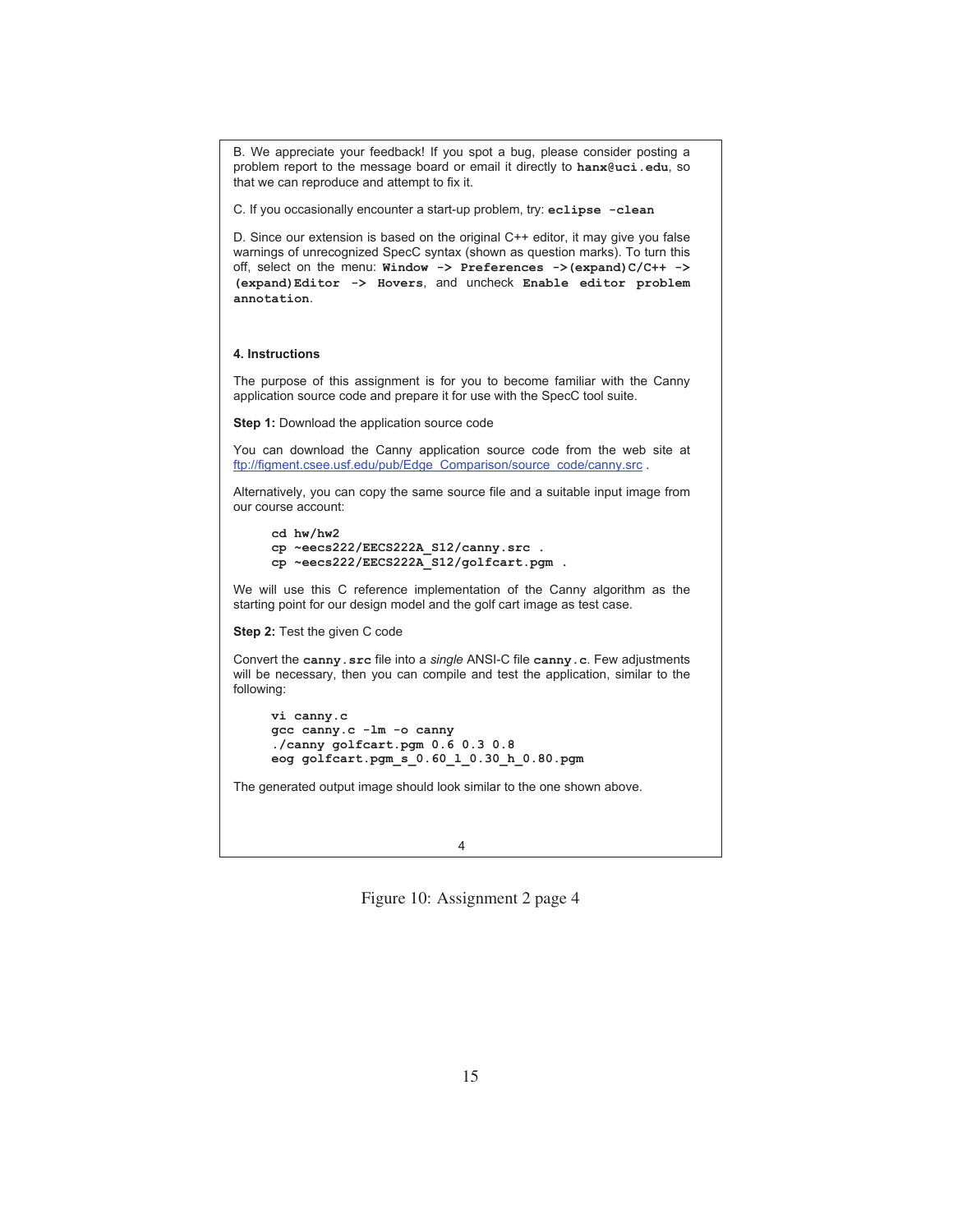B. We appreciate your feedback! If you spot a bug, please consider posting a problem report to the message board or email it directly to **hanx@uci.edu**, so that we can reproduce and attempt to fix it.

C. If you occasionally encounter a start-up problem, try: **eclipse -clean**

D. Since our extension is based on the original C++ editor, it may give you false warnings of unrecognized SpecC syntax (shown as question marks). To turn this off, select on the menu: **Window -> Preferences ->(expand)C/C++ -> (expand)Editor -> Hovers**, and uncheck **Enable editor problem annotation**.

**4. Instructions**

The purpose of this assignment is for you to become familiar with the Canny application source code and prepare it for use with the SpecC tool suite.

**Step 1:** Download the application source code

You can download the Canny application source code from the web site at ftp://figment.csee.usf.edu/pub/Edge_Comparison/source_code/canny.src .

Alternatively, you can copy the same source file and a suitable input image from our course account:

```
cd hw/hw2
cp ~eecs222/EECS222A_S12/canny.src .
cp ~eecs222/EECS222A_S12/golfcart.pgm .
```

We will use this C reference implementation of the Canny algorithm as the starting point for our design model and the golf cart image as test case.

**Step 2:** Test the given C code

Convert the **canny.src** file into a *single* ANSI-C file **canny.c**. Few adjustments will be necessary, then you can compile and test the application, similar to the following:

```
vi canny.c
gcc canny.c -lm -o canny
./canny golfcart.pgm 0.6 0.3 0.8
eog golfcart.pgm_s_0.60_l_0.30_h_0.80.pgm
```

The generated output image should look similar to the one shown above.

Figure 10: Assignment 2 page 4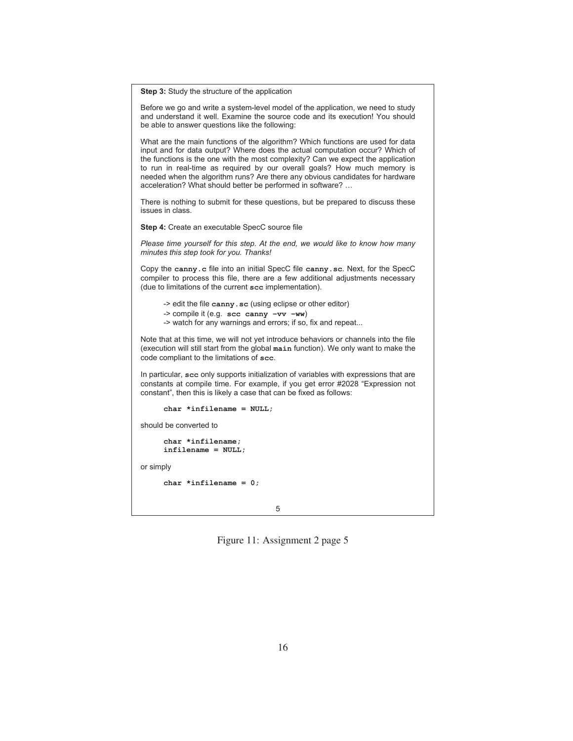**Step 3:** Study the structure of the application

Before we go and write a system-level model of the application, we need to study and understand it well. Examine the source code and its execution! You should be able to answer questions like the following:

What are the main functions of the algorithm? Which functions are used for data input and for data output? Where does the actual computation occur? Which of the functions is the one with the most complexity? Can we expect the application to run in real-time as required by our overall goals? How much memory is needed when the algorithm runs? Are there any obvious candidates for hardware acceleration? What should better be performed in software? …

There is nothing to submit for these questions, but be prepared to discuss these issues in class.

**Step 4:** Create an executable SpecC source file

*Please time yourself for this step. At the end, we would like to know how many minutes this step took for you. Thanks!*

Copy the **canny.c** file into an initial SpecC file **canny.sc**. Next, for the SpecC compiler to process this file, there are a few additional adjustments necessary (due to limitations of the current **scc** implementation).

-> edit the file **canny.sc** (using eclipse or other editor)
-> compile it (e.g. **scc canny –vv –ww**)
-> watch for any warnings and errors; if so, fix and repeat...

Note that at this time, we will not yet introduce behaviors or channels into the file (execution will still start from the global **main** function). We only want to make the code compliant to the limitations of **scc**.

In particular, **scc** only supports initialization of variables with expressions that are constants at compile time. For example, if you get error #2028 “Expression not constant”, then this is likely a case that can be fixed as follows:

```
char *infilename = NULL;
```

should be converted to

```
char *infilename;
infilename = NULL;
```

or simply

```
char *infilename = 0;
```

Figure 11: Assignment 2 page 5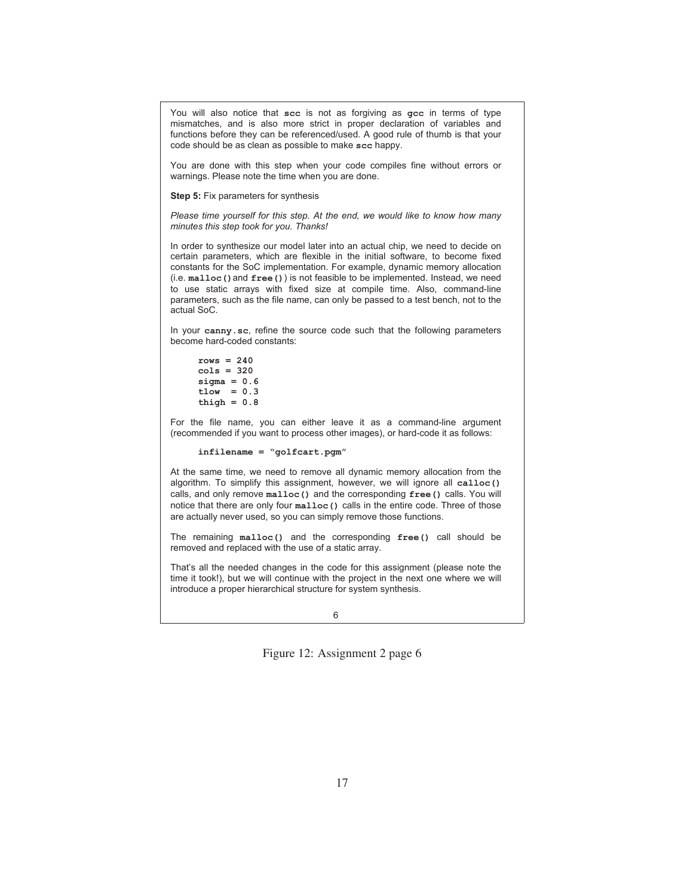You will also notice that **scc** is not as forgiving as **gcc** in terms of type mismatches, and is also more strict in proper declaration of variables and functions before they can be referenced/used. A good rule of thumb is that your code should be as clean as possible to make **scc** happy.

You are done with this step when your code compiles fine without errors or warnings. Please note the time when you are done.

**Step 5:** Fix parameters for synthesis

*Please time yourself for this step. At the end, we would like to know how many minutes this step took for you. Thanks!*

In order to synthesize our model later into an actual chip, we need to decide on certain parameters, which are flexible in the initial software, to become fixed constants for the SoC implementation. For example, dynamic memory allocation (i.e. **malloc()** and **free()**) is not feasible to be implemented. Instead, we need to use static arrays with fixed size at compile time. Also, command-line parameters, such as the file name, can only be passed to a test bench, not to the actual SoC.

In your **canny.sc**, refine the source code such that the following parameters become hard-coded constants:

```
rows = 240
cols = 320
sigma = 0.6
tlow  = 0.3
thigh = 0.8
```

For the file name, you can either leave it as a command-line argument (recommended if you want to process other images), or hard-code it as follows:

```
infilename = "golfcart.pgm"
```

At the same time, we need to remove all dynamic memory allocation from the algorithm. To simplify this assignment, however, we will ignore all **calloc()** calls, and only remove **malloc()** and the corresponding **free()** calls. You will notice that there are only four **malloc()** calls in the entire code. Three of those are actually never used, so you can simply remove those functions.

The remaining **malloc()** and the corresponding **free()** call should be removed and replaced with the use of a static array.

That's all the needed changes in the code for this assignment (please note the time it took!), but we will continue with the project in the next one where we will introduce a proper hierarchical structure for system synthesis.

6

Figure 12: Assignment 2 page 6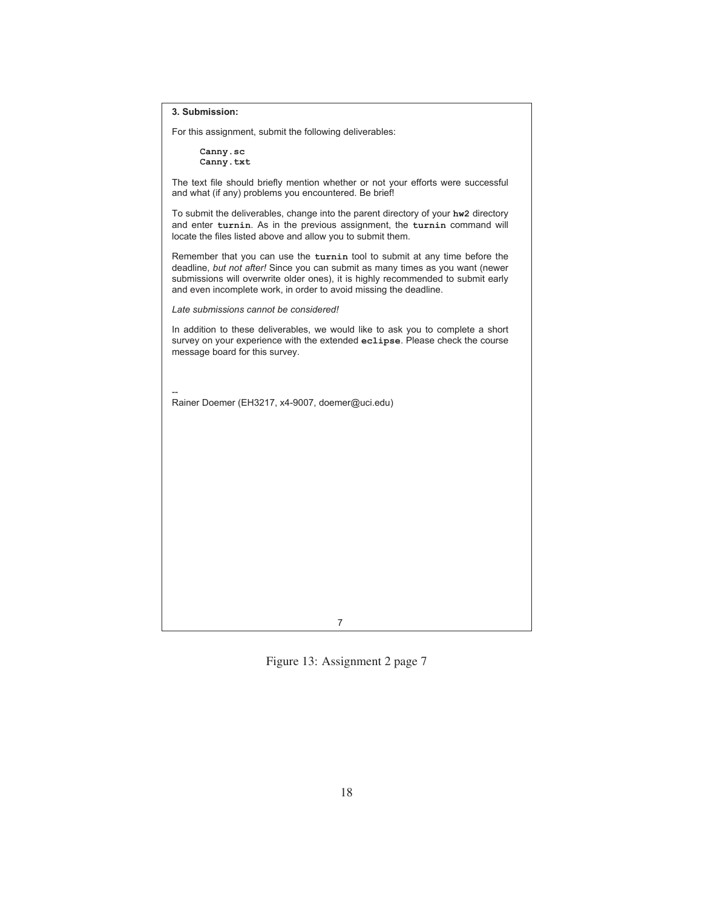**3. Submission:**

For this assignment, submit the following deliverables:

```
Canny.sc
Canny.txt
```

The text file should briefly mention whether or not your efforts were successful and what (if any) problems you encountered. Be brief!

To submit the deliverables, change into the parent directory of your **hw2** directory and enter **turnin**. As in the previous assignment, the **turnin** command will locate the files listed above and allow you to submit them.

Remember that you can use the **turnin** tool to submit at any time before the deadline, *but not after!* Since you can submit as many times as you want (newer submissions will overwrite older ones), it is highly recommended to submit early and even incomplete work, in order to avoid missing the deadline.

*Late submissions cannot be considered!*

In addition to these deliverables, we would like to ask you to complete a short survey on your experience with the extended **eclipse**. Please check the course message board for this survey.

--
Rainer Doemer (EH3217, x4-9007, doemer@uci.edu)

7

Figure 13: Assignment 2 page 7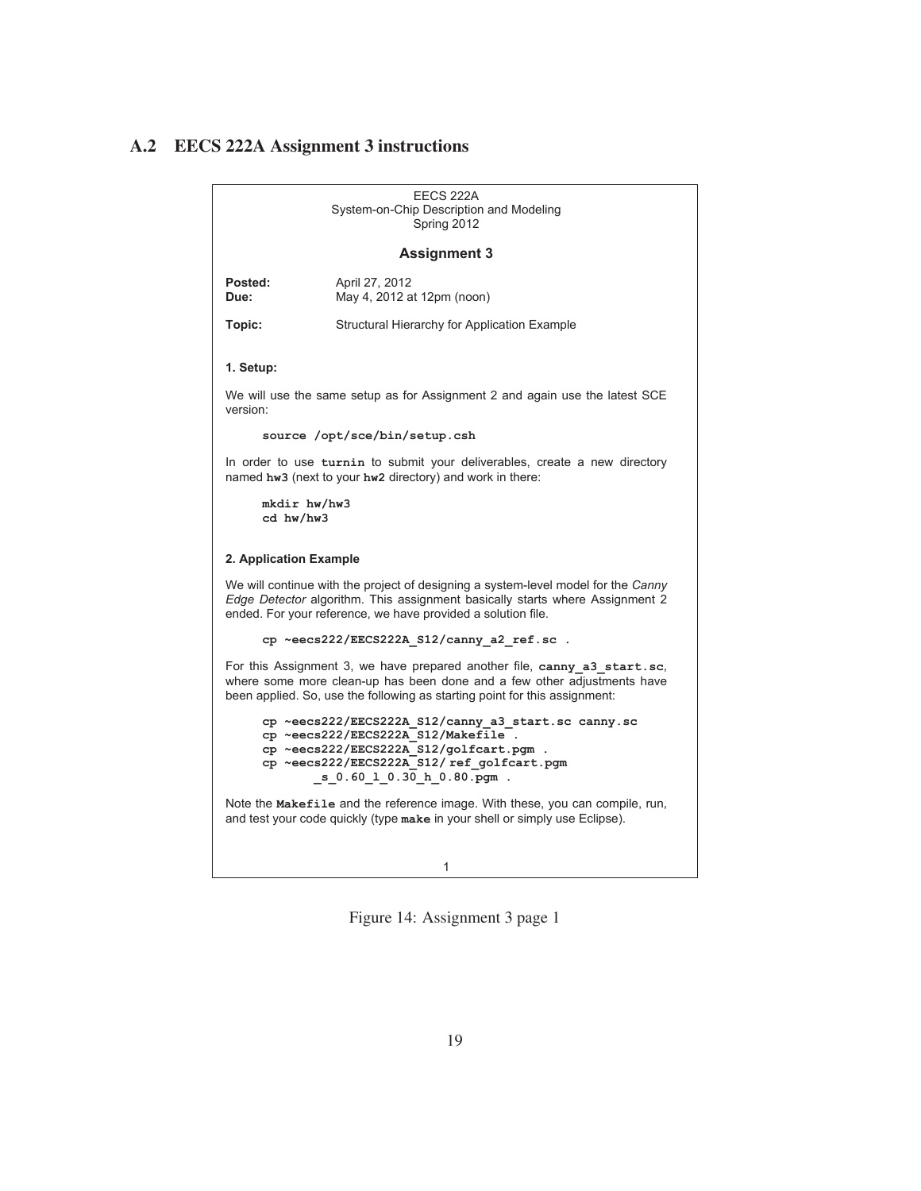## A.2 EECS 222A Assignment 3 instructions

EECS 222A
System-on-Chip Description and Modeling
Spring 2012

**Assignment 3**

**Posted:** April 27, 2012
**Due:** May 4, 2012 at 12pm (noon)

**Topic:** Structural Hierarchy for Application Example

**1. Setup:**

We will use the same setup as for Assignment 2 and again use the latest SCE version:

```
source /opt/sce/bin/setup.csh
```

In order to use **turnin** to submit your deliverables, create a new directory named **hw3** (next to your **hw2** directory) and work in there:

```
mkdir hw/hw3
cd hw/hw3
```

**2. Application Example**

We will continue with the project of designing a system-level model for the *Canny Edge Detector* algorithm. This assignment basically starts where Assignment 2 ended. For your reference, we have provided a solution file.

```
cp ~eecs222/EECS222A_S12/canny_a2_ref.sc .
```

For this Assignment 3, we have prepared another file, **canny_a3_start.sc**, where some more clean-up has been done and a few other adjustments have been applied. So, use the following as starting point for this assignment:

```
cp ~eecs222/EECS222A_S12/canny_a3_start.sc canny.sc
cp ~eecs222/EECS222A_S12/Makefile .
cp ~eecs222/EECS222A_S12/golfcart.pgm .
cp ~eecs222/EECS222A_S12/ ref_golfcart.pgm
        _s_0.60_l_0.30_h_0.80.pgm .
```

Note the **Makefile** and the reference image. With these, you can compile, run, and test your code quickly (type **make** in your shell or simply use Eclipse).

Figure 14: Assignment 3 page 1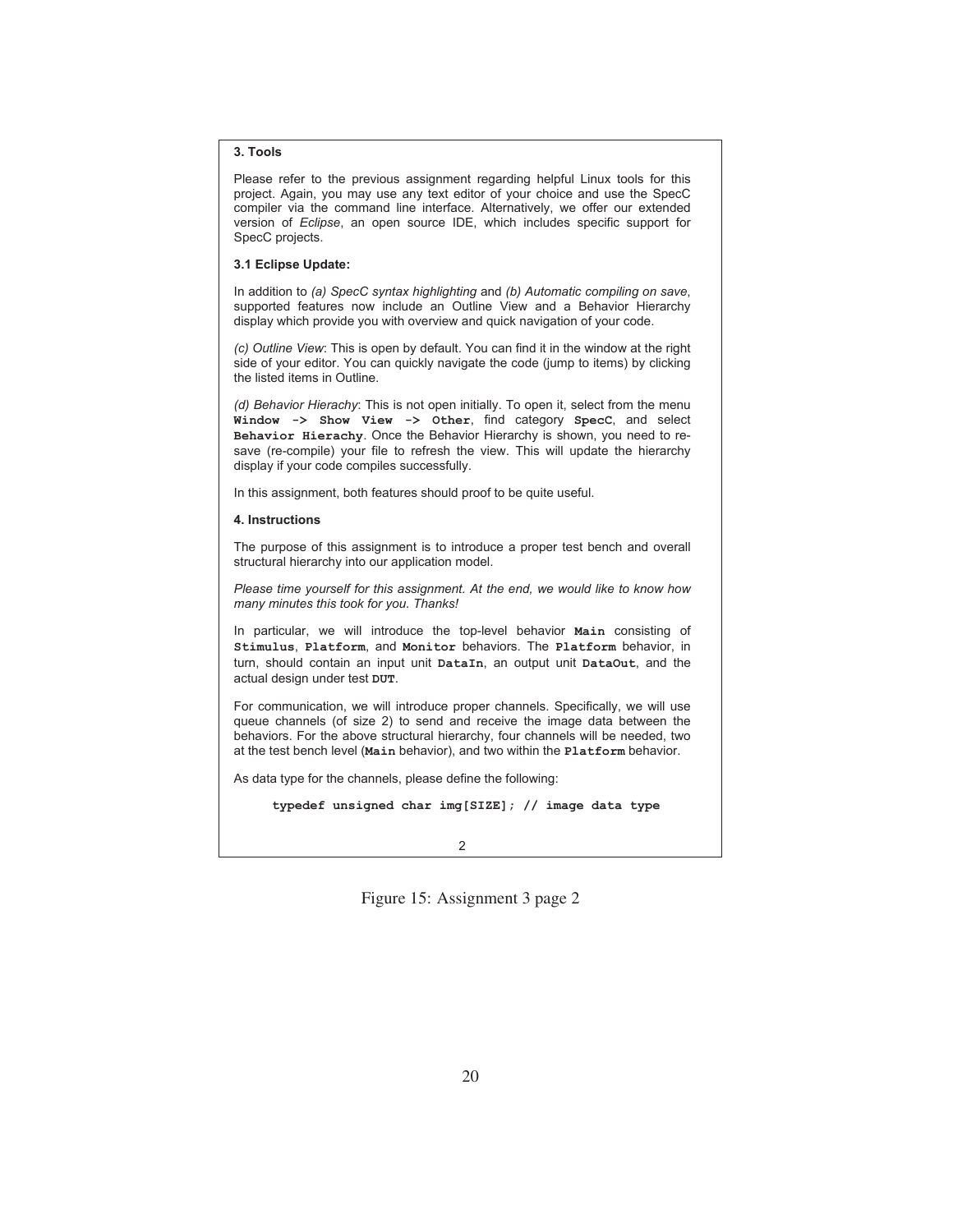**3. Tools**

Please refer to the previous assignment regarding helpful Linux tools for this project. Again, you may use any text editor of your choice and use the SpecC compiler via the command line interface. Alternatively, we offer our extended version of *Eclipse*, an open source IDE, which includes specific support for SpecC projects.

**3.1 Eclipse Update:**

In addition to *(a) SpecC syntax highlighting* and *(b) Automatic compiling on save*, supported features now include an Outline View and a Behavior Hierarchy display which provide you with overview and quick navigation of your code.

*(c) Outline View*: This is open by default. You can find it in the window at the right side of your editor. You can quickly navigate the code (jump to items) by clicking the listed items in Outline.

*(d) Behavior Hierachy*: This is not open initially. To open it, select from the menu **`Window -> Show View -> Other`**, find category **`SpecC`**, and select **`Behavior Hierachy`**. Once the Behavior Hierarchy is shown, you need to re-save (re-compile) your file to refresh the view. This will update the hierarchy display if your code compiles successfully.

In this assignment, both features should proof to be quite useful.

**4. Instructions**

The purpose of this assignment is to introduce a proper test bench and overall structural hierarchy into our application model.

*Please time yourself for this assignment. At the end, we would like to know how many minutes this took for you. Thanks!*

In particular, we will introduce the top-level behavior **`Main`** consisting of **`Stimulus`**, **`Platform`**, and **`Monitor`** behaviors. The **`Platform`** behavior, in turn, should contain an input unit **`DataIn`**, an output unit **`DataOut`**, and the actual design under test **`DUT`**.

For communication, we will introduce proper channels. Specifically, we will use queue channels (of size 2) to send and receive the image data between the behaviors. For the above structural hierarchy, four channels will be needed, two at the test bench level (**`Main`** behavior), and two within the **`Platform`** behavior.

As data type for the channels, please define the following:

```
typedef unsigned char img[SIZE]; // image data type
```

Figure 15: Assignment 3 page 2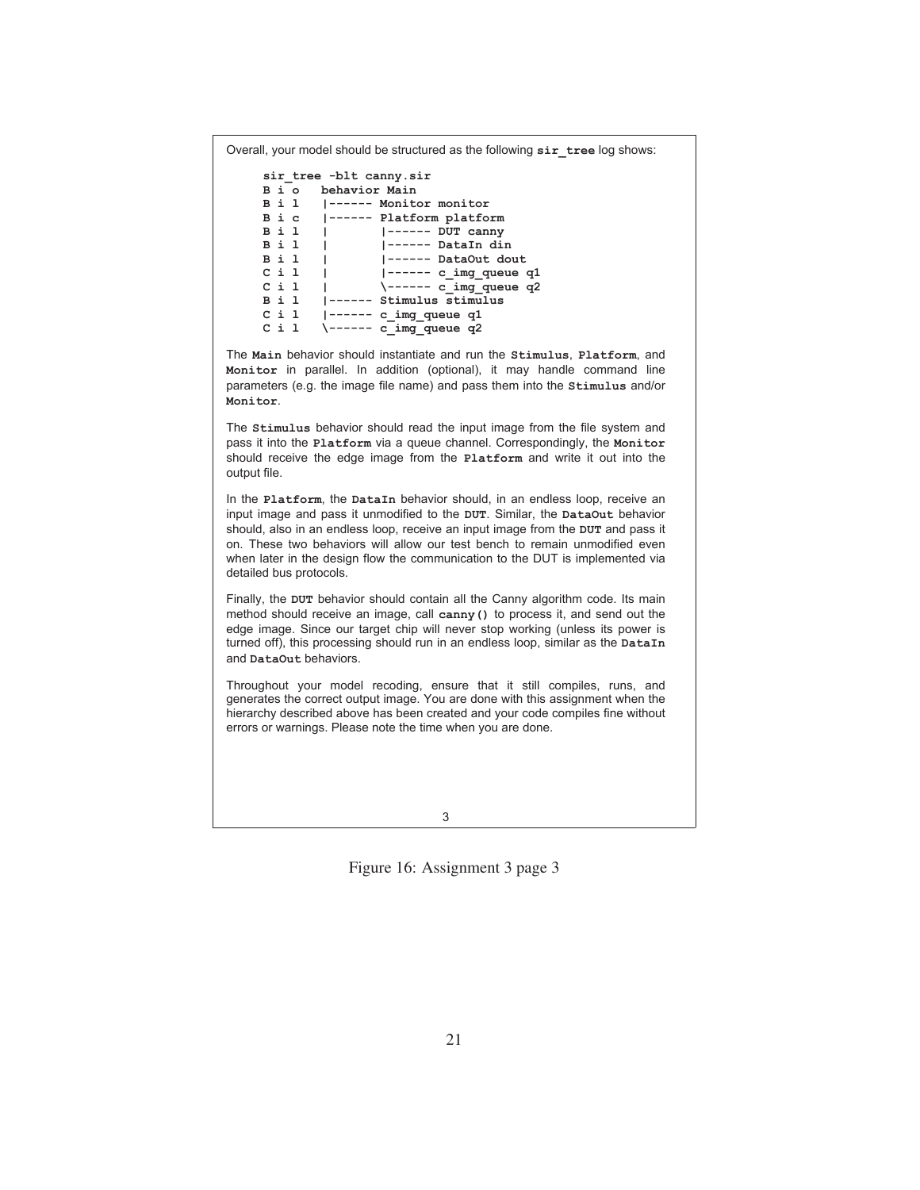Overall, your model should be structured as the following **sir_tree** log shows:

```
sir_tree -blt canny.sir
B i o   behavior Main
B i l   |------ Monitor monitor
B i c   |------ Platform platform
B i l   |       |------ DUT canny
B i l   |       |------ DataIn din
B i l   |       |------ DataOut dout
C i l   |       |------ c_img_queue q1
C i l   |       \------ c_img_queue q2
B i l   |------ Stimulus stimulus
C i l   |------ c_img_queue q1
C i l   \------ c_img_queue q2
```

The **Main** behavior should instantiate and run the **Stimulus**, **Platform**, and **Monitor** in parallel. In addition (optional), it may handle command line parameters (e.g. the image file name) and pass them into the **Stimulus** and/or **Monitor**.

The **Stimulus** behavior should read the input image from the file system and pass it into the **Platform** via a queue channel. Correspondingly, the **Monitor** should receive the edge image from the **Platform** and write it out into the output file.

In the **Platform**, the **DataIn** behavior should, in an endless loop, receive an input image and pass it unmodified to the **DUT**. Similar, the **DataOut** behavior should, also in an endless loop, receive an input image from the **DUT** and pass it on. These two behaviors will allow our test bench to remain unmodified even when later in the design flow the communication to the DUT is implemented via detailed bus protocols.

Finally, the **DUT** behavior should contain all the Canny algorithm code. Its main method should receive an image, call **canny()** to process it, and send out the edge image. Since our target chip will never stop working (unless its power is turned off), this processing should run in an endless loop, similar as the **DataIn** and **DataOut** behaviors.

Throughout your model recoding, ensure that it still compiles, runs, and generates the correct output image. You are done with this assignment when the hierarchy described above has been created and your code compiles fine without errors or warnings. Please note the time when you are done.

Figure 16: Assignment 3 page 3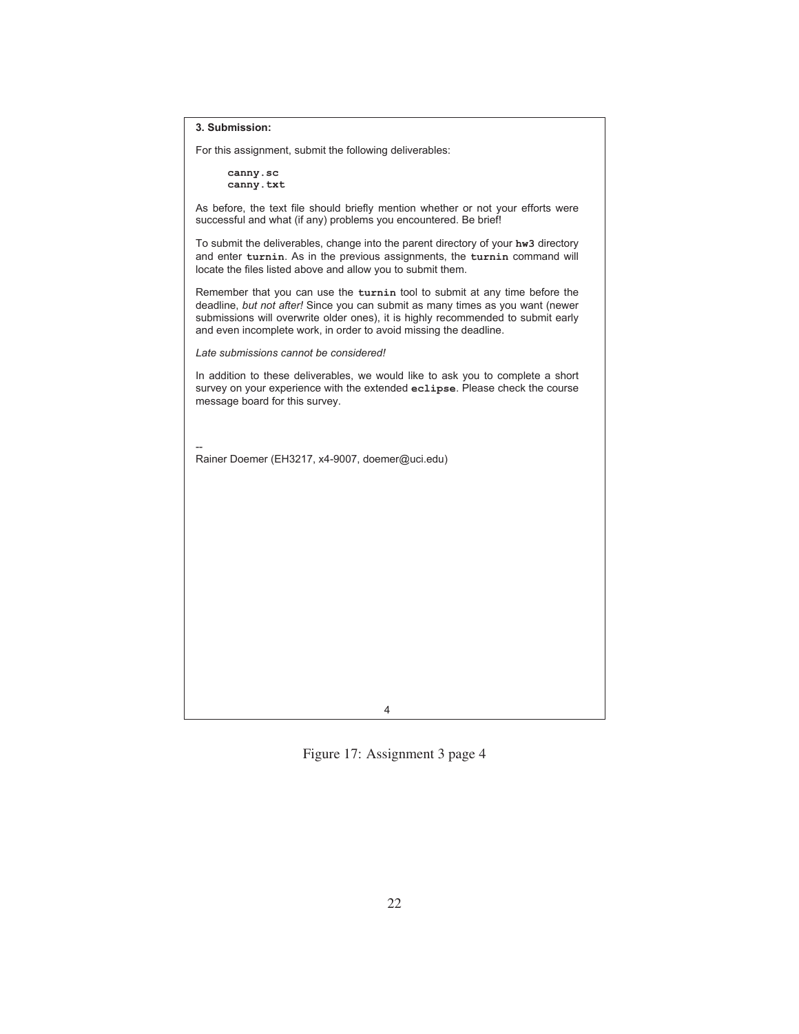**3. Submission:**

For this assignment, submit the following deliverables:

**canny.sc**
**canny.txt**

As before, the text file should briefly mention whether or not your efforts were successful and what (if any) problems you encountered. Be brief!

To submit the deliverables, change into the parent directory of your **hw3** directory and enter **turnin**. As in the previous assignments, the **turnin** command will locate the files listed above and allow you to submit them.

Remember that you can use the **turnin** tool to submit at any time before the deadline, *but not after!* Since you can submit as many times as you want (newer submissions will overwrite older ones), it is highly recommended to submit early and even incomplete work, in order to avoid missing the deadline.

*Late submissions cannot be considered!*

In addition to these deliverables, we would like to ask you to complete a short survey on your experience with the extended **eclipse**. Please check the course message board for this survey.

--
Rainer Doemer (EH3217, x4-9007, doemer@uci.edu)

4

Figure 17: Assignment 3 page 4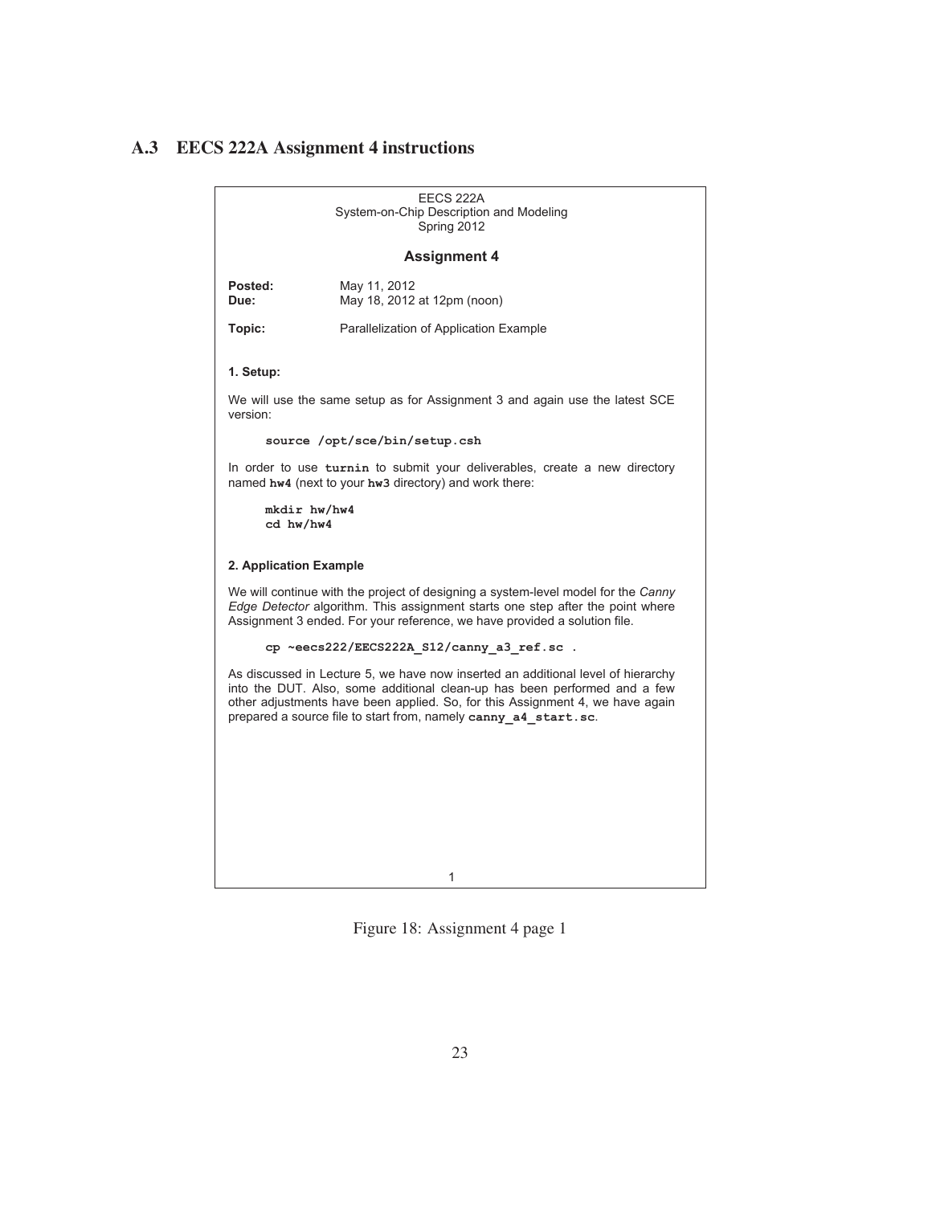## A.3 EECS 222A Assignment 4 instructions

EECS 222A
System-on-Chip Description and Modeling
Spring 2012

**Assignment 4**

**Posted:** May 11, 2012
**Due:** May 18, 2012 at 12pm (noon)

**Topic:** Parallelization of Application Example

**1. Setup:**

We will use the same setup as for Assignment 3 and again use the latest SCE version:

```
source /opt/sce/bin/setup.csh
```

In order to use **turnin** to submit your deliverables, create a new directory named **hw4** (next to your **hw3** directory) and work there:

```
mkdir hw/hw4
cd hw/hw4
```

**2. Application Example**

We will continue with the project of designing a system-level model for the *Canny Edge Detector* algorithm. This assignment starts one step after the point where Assignment 3 ended. For your reference, we have provided a solution file.

```
cp ~eecs222/EECS222A_S12/canny_a3_ref.sc .
```

As discussed in Lecture 5, we have now inserted an additional level of hierarchy into the DUT. Also, some additional clean-up has been performed and a few other adjustments have been applied. So, for this Assignment 4, we have again prepared a source file to start from, namely **canny_a4_start.sc**.

1

Figure 18: Assignment 4 page 1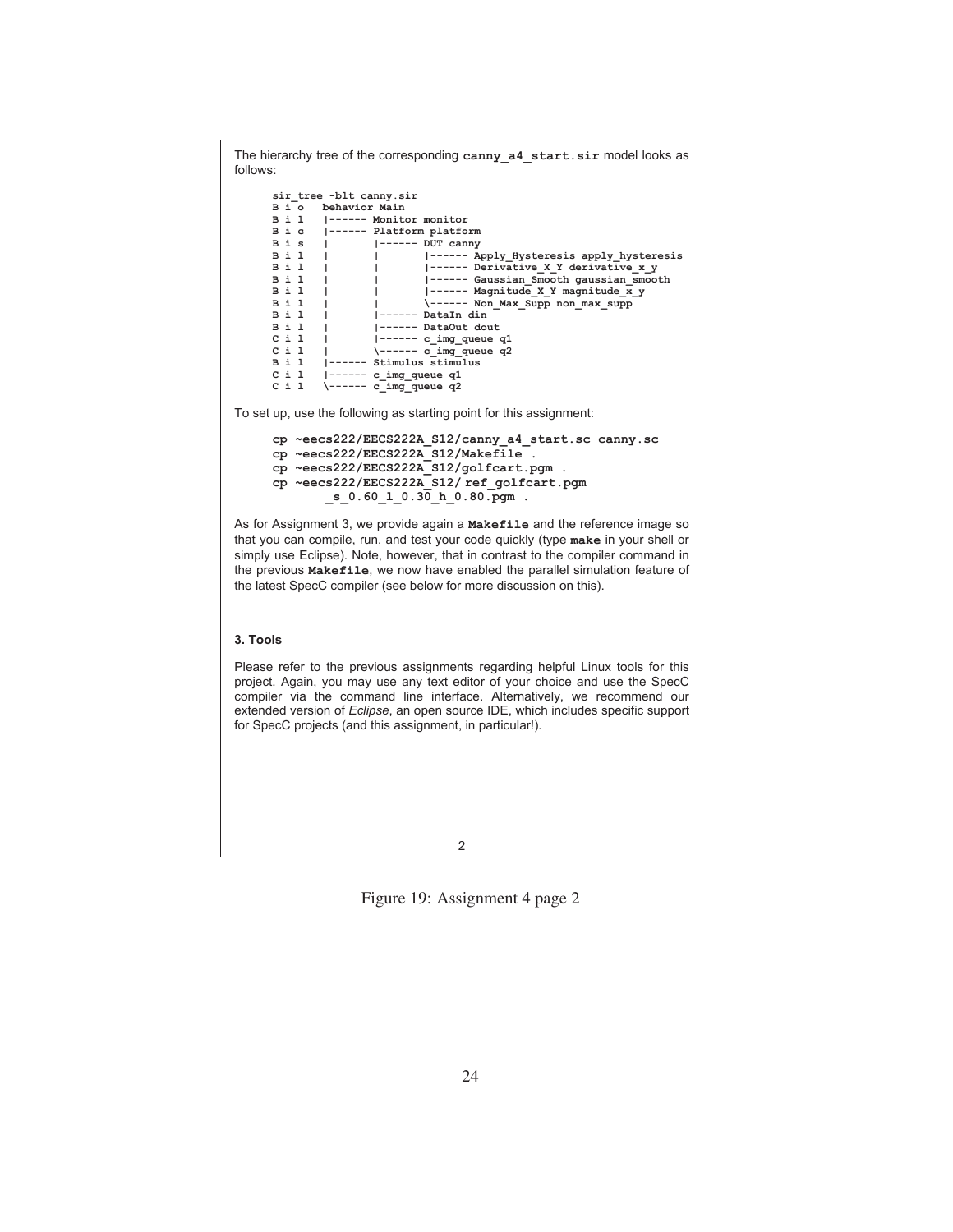The hierarchy tree of the corresponding **canny_a4_start.sir** model looks as follows:

```
sir_tree -blt canny.sir
B i o   behavior Main
B i l   |------ Monitor monitor
B i c   |------ Platform platform
B i s   |       |------ DUT canny
B i l   |       |       |------ Apply_Hysteresis apply_hysteresis
B i l   |       |       |------ Derivative_X_Y derivative_x_y
B i l   |       |       |------ Gaussian_Smooth gaussian_smooth
B i l   |       |       |------ Magnitude_X_Y magnitude_x_y
B i l   |       |       \------ Non_Max_Supp non_max_supp
B i l   |       |------ DataIn din
B i l   |       |------ DataOut dout
C i l   |       |------ c_img_queue q1
C i l   |       \------ c_img_queue q2
B i l   |------ Stimulus stimulus
C i l   |------ c_img_queue q1
C i l   \------ c_img_queue q2
```

To set up, use the following as starting point for this assignment:

```
cp ~eecs222/EECS222A_S12/canny_a4_start.sc canny.sc
cp ~eecs222/EECS222A_S12/Makefile .
cp ~eecs222/EECS222A_S12/golfcart.pgm .
cp ~eecs222/EECS222A_S12/ ref_golfcart.pgm
      _s_0.60_l_0.30_h_0.80.pgm .
```

As for Assignment 3, we provide again a **Makefile** and the reference image so that you can compile, run, and test your code quickly (type **make** in your shell or simply use Eclipse). Note, however, that in contrast to the compiler command in the previous **Makefile**, we now have enabled the parallel simulation feature of the latest SpecC compiler (see below for more discussion on this).

### 3. Tools

Please refer to the previous assignments regarding helpful Linux tools for this project. Again, you may use any text editor of your choice and use the SpecC compiler via the command line interface. Alternatively, we recommend our extended version of *Eclipse*, an open source IDE, which includes specific support for SpecC projects (and this assignment, in particular!).

Figure 19: Assignment 4 page 2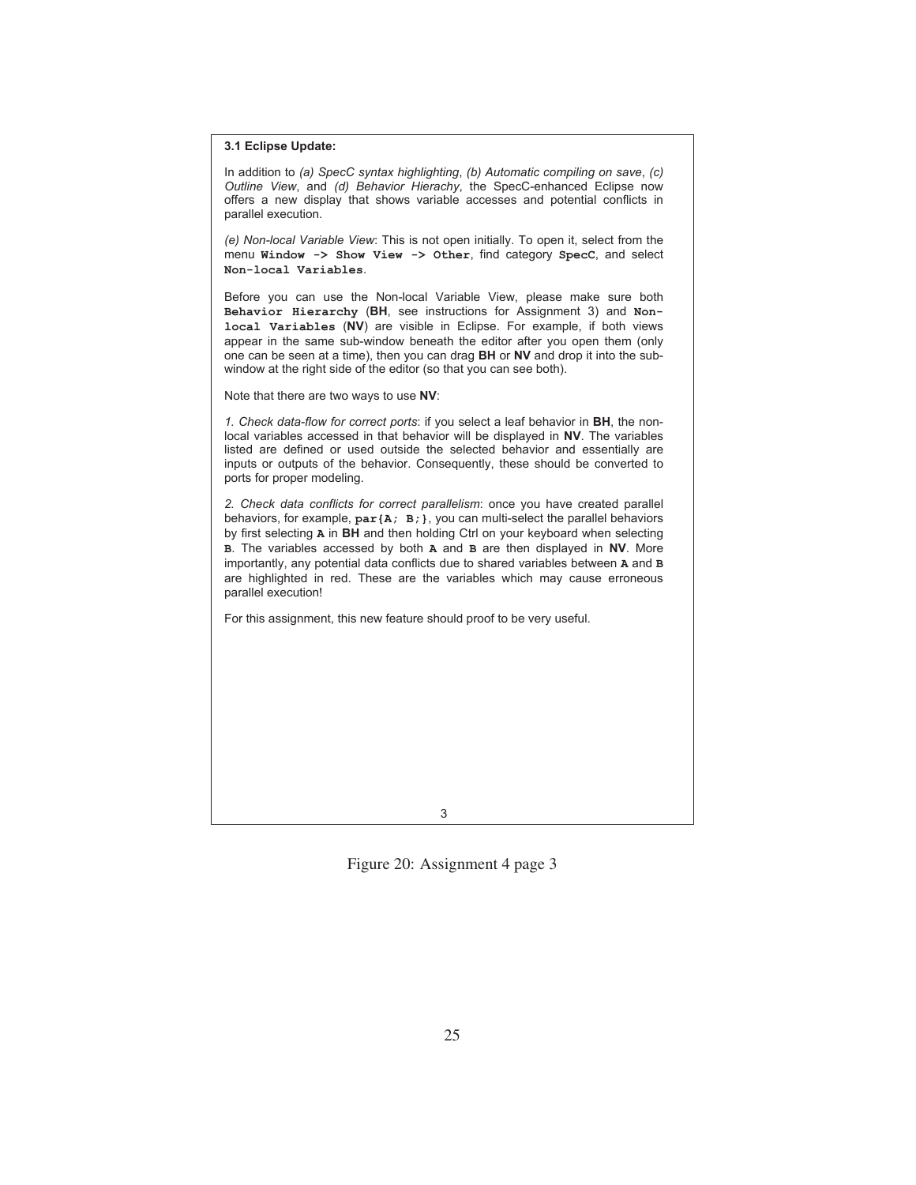### 3.1 Eclipse Update:

In addition to *(a) SpecC syntax highlighting*, *(b) Automatic compiling on save*, *(c) Outline View*, and *(d) Behavior Hierachy*, the SpecC-enhanced Eclipse now offers a new display that shows variable accesses and potential conflicts in parallel execution.

*(e) Non-local Variable View*: This is not open initially. To open it, select from the menu **`Window -> Show View -> Other`**, find category **`SpecC`**, and select **`Non-local Variables`**.

Before you can use the Non-local Variable View, please make sure both **`Behavior Hierarchy`** (**BH**, see instructions for Assignment 3) and **`Non-local Variables`** (**NV**) are visible in Eclipse. For example, if both views appear in the same sub-window beneath the editor after you open them (only one can be seen at a time), then you can drag **BH** or **NV** and drop it into the sub-window at the right side of the editor (so that you can see both).

Note that there are two ways to use **NV**:

*1. Check data-flow for correct ports*: if you select a leaf behavior in **BH**, the non-local variables accessed in that behavior will be displayed in **NV**. The variables listed are defined or used outside the selected behavior and essentially are inputs or outputs of the behavior. Consequently, these should be converted to ports for proper modeling.

*2. Check data conflicts for correct parallelism*: once you have created parallel behaviors, for example, **`par{A; B;}`**, you can multi-select the parallel behaviors by first selecting **`A`** in **BH** and then holding Ctrl on your keyboard when selecting **`B`**. The variables accessed by both **`A`** and **`B`** are then displayed in **NV**. More importantly, any potential data conflicts due to shared variables between **`A`** and **`B`** are highlighted in red. These are the variables which may cause erroneous parallel execution!

For this assignment, this new feature should proof to be very useful.

Figure 20: Assignment 4 page 3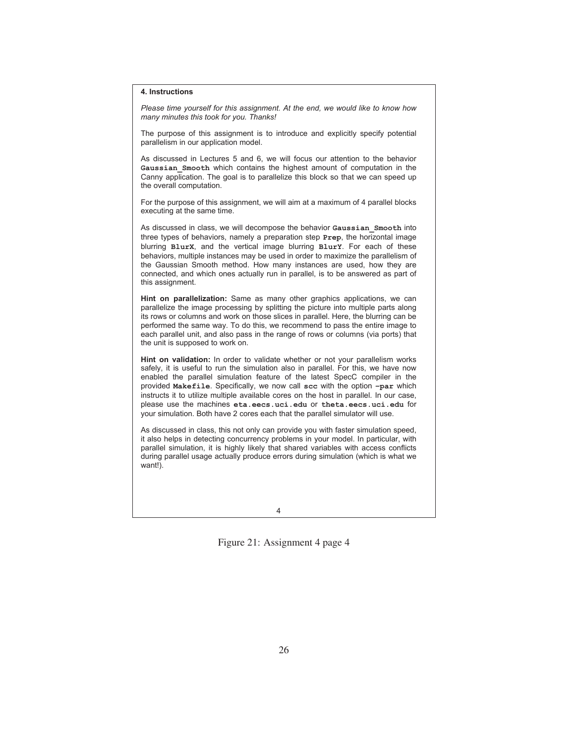**4. Instructions**

*Please time yourself for this assignment. At the end, we would like to know how many minutes this took for you. Thanks!*

The purpose of this assignment is to introduce and explicitly specify potential parallelism in our application model.

As discussed in Lectures 5 and 6, we will focus our attention to the behavior **Gaussian_Smooth** which contains the highest amount of computation in the Canny application. The goal is to parallelize this block so that we can speed up the overall computation.

For the purpose of this assignment, we will aim at a maximum of 4 parallel blocks executing at the same time.

As discussed in class, we will decompose the behavior **Gaussian_Smooth** into three types of behaviors, namely a preparation step **Prep**, the horizontal image blurring **BlurX**, and the vertical image blurring **BlurY**. For each of these behaviors, multiple instances may be used in order to maximize the parallelism of the Gaussian Smooth method. How many instances are used, how they are connected, and which ones actually run in parallel, is to be answered as part of this assignment.

**Hint on parallelization:** Same as many other graphics applications, we can parallelize the image processing by splitting the picture into multiple parts along its rows or columns and work on those slices in parallel. Here, the blurring can be performed the same way. To do this, we recommend to pass the entire image to each parallel unit, and also pass in the range of rows or columns (via ports) that the unit is supposed to work on.

**Hint on validation:** In order to validate whether or not your parallelism works safely, it is useful to run the simulation also in parallel. For this, we have now enabled the parallel simulation feature of the latest SpecC compiler in the provided **Makefile**. Specifically, we now call **scc** with the option **-par** which instructs it to utilize multiple available cores on the host in parallel. In our case, please use the machines **eta.eecs.uci.edu** or **theta.eecs.uci.edu** for your simulation. Both have 2 cores each that the parallel simulator will use.

As discussed in class, this not only can provide you with faster simulation speed, it also helps in detecting concurrency problems in your model. In particular, with parallel simulation, it is highly likely that shared variables with access conflicts during parallel usage actually produce errors during simulation (which is what we want!).

Figure 21: Assignment 4 page 4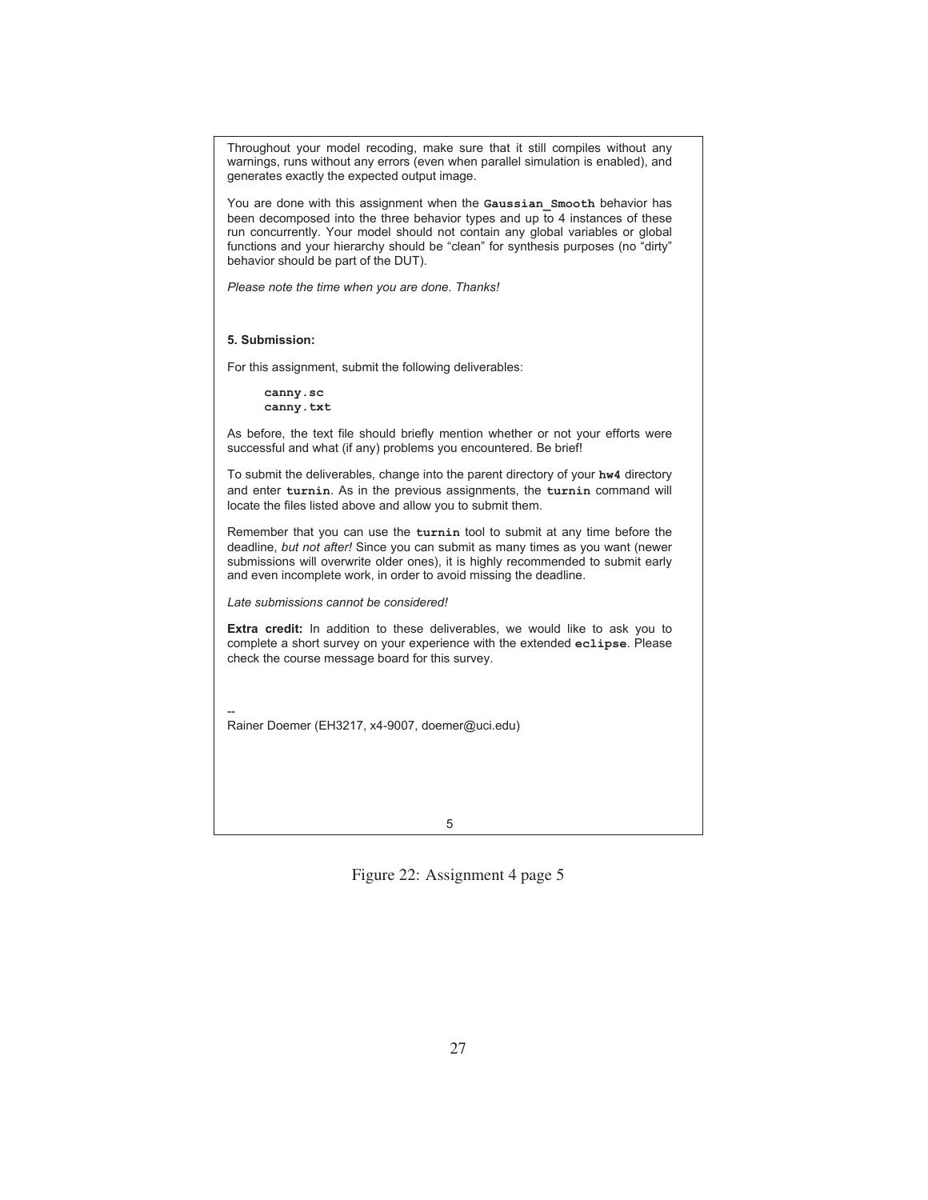Throughout your model recoding, make sure that it still compiles without any warnings, runs without any errors (even when parallel simulation is enabled), and generates exactly the expected output image.

You are done with this assignment when the **Gaussian_Smooth** behavior has been decomposed into the three behavior types and up to 4 instances of these run concurrently. Your model should not contain any global variables or global functions and your hierarchy should be "clean" for synthesis purposes (no "dirty" behavior should be part of the DUT).

*Please note the time when you are done. Thanks!*

**5. Submission:**

For this assignment, submit the following deliverables:

```
canny.sc
canny.txt
```

As before, the text file should briefly mention whether or not your efforts were successful and what (if any) problems you encountered. Be brief!

To submit the deliverables, change into the parent directory of your **hw4** directory and enter **turnin**. As in the previous assignments, the **turnin** command will locate the files listed above and allow you to submit them.

Remember that you can use the **turnin** tool to submit at any time before the deadline, *but not after!* Since you can submit as many times as you want (newer submissions will overwrite older ones), it is highly recommended to submit early and even incomplete work, in order to avoid missing the deadline.

*Late submissions cannot be considered!*

**Extra credit:** In addition to these deliverables, we would like to ask you to complete a short survey on your experience with the extended **eclipse**. Please check the course message board for this survey.

--
Rainer Doemer (EH3217, x4-9007, doemer@uci.edu)

Figure 22: Assignment 4 page 5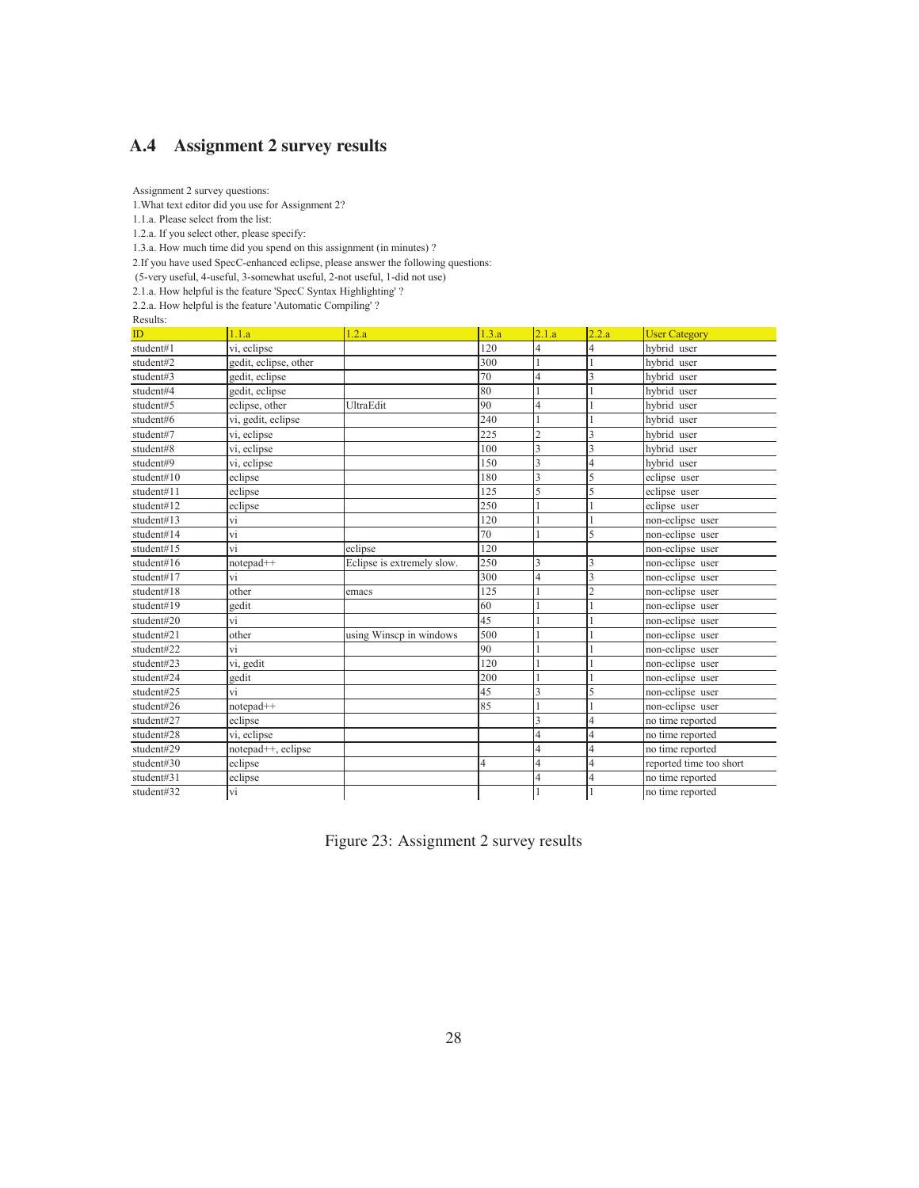## A.4 Assignment 2 survey results

Assignment 2 survey questions:

1.What text editor did you use for Assignment 2?

1.1.a. Please select from the list:

1.2.a. If you select other, please specify:

1.3.a. How much time did you spend on this assignment (in minutes) ?

2.If you have used SpecC-enhanced eclipse, please answer the following questions:

(5-very useful, 4-useful, 3-somewhat useful, 2-not useful, 1-did not use)

2.1.a. How helpful is the feature 'SpecC Syntax Highlighting' ?

2.2.a. How helpful is the feature 'Automatic Compiling' ?

Results:

| ID | 1.1.a | 1.2.a | 1.3.a | 2.1.a | 2.2.a | User Category |
|---|---|---|---|---|---|---|
| student#1 | vi, eclipse | | 120 | 4 | 4 | hybrid user |
| student#2 | gedit, eclipse, other | | 300 | 1 | 1 | hybrid user |
| student#3 | gedit, eclipse | | 70 | 4 | 3 | hybrid user |
| student#4 | gedit, eclipse | | 80 | 1 | 1 | hybrid user |
| student#5 | eclipse, other | UltraEdit | 90 | 4 | 1 | hybrid user |
| student#6 | vi, gedit, eclipse | | 240 | 1 | 1 | hybrid user |
| student#7 | vi, eclipse | | 225 | 2 | 3 | hybrid user |
| student#8 | vi, eclipse | | 100 | 3 | 3 | hybrid user |
| student#9 | vi, eclipse | | 150 | 3 | 4 | hybrid user |
| student#10 | eclipse | | 180 | 3 | 5 | eclipse user |
| student#11 | eclipse | | 125 | 5 | 5 | eclipse user |
| student#12 | eclipse | | 250 | 1 | 1 | eclipse user |
| student#13 | vi | | 120 | 1 | 1 | non-eclipse user |
| student#14 | vi | | 70 | 1 | 5 | non-eclipse user |
| student#15 | vi | eclipse | 120 | | | non-eclipse user |
| student#16 | notepad++ | Eclipse is extremely slow. | 250 | 3 | 3 | non-eclipse user |
| student#17 | vi | | 300 | 4 | 3 | non-eclipse user |
| student#18 | other | emacs | 125 | 1 | 2 | non-eclipse user |
| student#19 | gedit | | 60 | 1 | 1 | non-eclipse user |
| student#20 | vi | | 45 | 1 | 1 | non-eclipse user |
| student#21 | other | using Winscp in windows | 500 | 1 | 1 | non-eclipse user |
| student#22 | vi | | 90 | 1 | 1 | non-eclipse user |
| student#23 | vi, gedit | | 120 | 1 | 1 | non-eclipse user |
| student#24 | gedit | | 200 | 1 | 1 | non-eclipse user |
| student#25 | vi | | 45 | 3 | 5 | non-eclipse user |
| student#26 | notepad++ | | 85 | 1 | 1 | non-eclipse user |
| student#27 | eclipse | | | 3 | 4 | no time reported |
| student#28 | vi, eclipse | | | 4 | 4 | no time reported |
| student#29 | notepad++, eclipse | | | 4 | 4 | no time reported |
| student#30 | eclipse | | 4 | 4 | 4 | reported time too short |
| student#31 | eclipse | | | 4 | 4 | no time reported |
| student#32 | vi | | | 1 | 1 | no time reported |

Figure 23: Assignment 2 survey results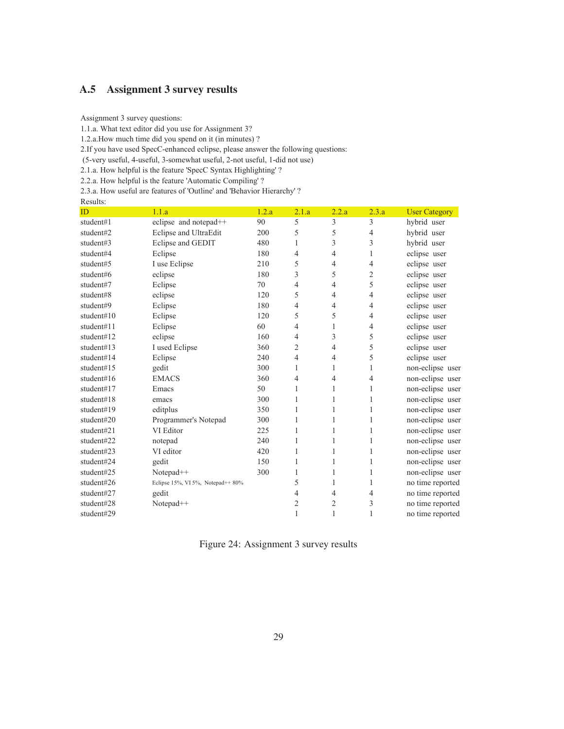## A.5 Assignment 3 survey results

Assignment 3 survey questions:
1.1.a. What text editor did you use for Assignment 3?
1.2.a.How much time did you spend on it (in minutes) ?
2.If you have used SpecC-enhanced eclipse, please answer the following questions:
(5-very useful, 4-useful, 3-somewhat useful, 2-not useful, 1-did not use)
2.1.a. How helpful is the feature 'SpecC Syntax Highlighting' ?
2.2.a. How helpful is the feature 'Automatic Compiling' ?
2.3.a. How useful are features of 'Outline' and 'Behavior Hierarchy' ?
Results:

| ID | 1.1.a | 1.2.a | 2.1.a | 2.2.a | 2.3.a | User Category |
|---|---|---|---|---|---|---|
| student#1 | eclipse and notepad++ | 90 | 5 | 3 | 3 | hybrid user |
| student#2 | Eclipse and UltraEdit | 200 | 5 | 5 | 4 | hybrid user |
| student#3 | Eclipse and GEDIT | 480 | 1 | 3 | 3 | hybrid user |
| student#4 | Eclipse | 180 | 4 | 4 | 1 | eclipse user |
| student#5 | I use Eclipse | 210 | 5 | 4 | 4 | eclipse user |
| student#6 | eclipse | 180 | 3 | 5 | 2 | eclipse user |
| student#7 | Eclipse | 70 | 4 | 4 | 5 | eclipse user |
| student#8 | eclipse | 120 | 5 | 4 | 4 | eclipse user |
| student#9 | Eclipse | 180 | 4 | 4 | 4 | eclipse user |
| student#10 | Eclipse | 120 | 5 | 5 | 4 | eclipse user |
| student#11 | Eclipse | 60 | 4 | 1 | 4 | eclipse user |
| student#12 | eclipse | 160 | 4 | 3 | 5 | eclipse user |
| student#13 | I used Eclipse | 360 | 2 | 4 | 5 | eclipse user |
| student#14 | Eclipse | 240 | 4 | 4 | 5 | eclipse user |
| student#15 | gedit | 300 | 1 | 1 | 1 | non-eclipse user |
| student#16 | EMACS | 360 | 4 | 4 | 4 | non-eclipse user |
| student#17 | Emacs | 50 | 1 | 1 | 1 | non-eclipse user |
| student#18 | emacs | 300 | 1 | 1 | 1 | non-eclipse user |
| student#19 | editplus | 350 | 1 | 1 | 1 | non-eclipse user |
| student#20 | Programmer's Notepad | 300 | 1 | 1 | 1 | non-eclipse user |
| student#21 | VI Editor | 225 | 1 | 1 | 1 | non-eclipse user |
| student#22 | notepad | 240 | 1 | 1 | 1 | non-eclipse user |
| student#23 | VI editor | 420 | 1 | 1 | 1 | non-eclipse user |
| student#24 | gedit | 150 | 1 | 1 | 1 | non-eclipse user |
| student#25 | Notepad++ | 300 | 1 | 1 | 1 | non-eclipse user |
| student#26 | Eclipse 15%, VI 5%, Notepad++ 80% | | 5 | 1 | 1 | no time reported |
| student#27 | gedit | | 4 | 4 | 4 | no time reported |
| student#28 | Notepad++ | | 2 | 2 | 3 | no time reported |
| student#29 | | | 1 | 1 | 1 | no time reported |

Figure 24: Assignment 3 survey results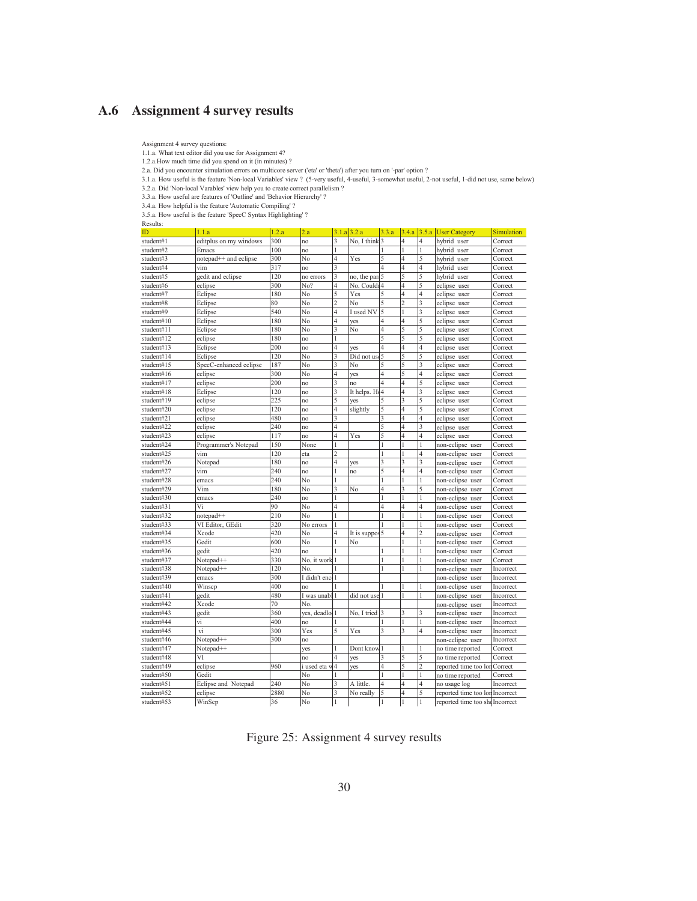## A.6 Assignment 4 survey results

Assignment 4 survey questions:

1.1.a. What text editor did you use for Assignment 4?

1.2.a.How much time did you spend on it (in minutes) ?

2.a. Did you encounter simulation errors on multicore server ('eta' or 'theta') after you turn on '-par' option ?

3.1.a. How useful is the feature 'Non-local Variables' view ? (5-very useful, 4-useful, 3-somewhat useful, 2-not useful, 1-did not use, same below)

3.2.a. Did 'Non-local Varables' view help you to create correct parallelism ?

3.3.a. How useful are features of 'Outline' and 'Behavior Hierarchy' ?

3.4.a. How helpful is the feature 'Automatic Compiling' ?

3.5.a. How useful is the feature 'SpecC Syntax Highlighting' ?

Results:

| ID | 1.1.a | 1.2.a | 2.a | 3.1.a | 3.2.a | 3.3.a | 3.4.a | 3.5.a | User Category | Simulation |
|---|---|---|---|---|---|---|---|---|---|---|
| student#1 | editplus on my windows | 300 | no | 3 | No, I think | 3 | 4 | 4 | hybrid user | Correct |
| student#2 | Emacs | 100 | no | 1 | | 1 | 1 | 1 | hybrid user | Correct |
| student#3 | notepad++ and eclipse | 300 | No | 4 | Yes | 5 | 4 | 5 | hybrid user | Correct |
| student#4 | vim | 317 | no | 3 | | 4 | 4 | 4 | hybrid user | Correct |
| student#5 | gedit and eclipse | 120 | no errors | 3 | no, the par | 5 | 5 | 5 | hybrid user | Correct |
| student#6 | eclipse | 300 | No? | 4 | No. Could | 4 | 4 | 5 | eclipse user | Correct |
| student#7 | Eclipse | 180 | No | 5 | Yes | 5 | 4 | 4 | eclipse user | Correct |
| student#8 | Eclipse | 80 | No | 2 | No | 5 | 2 | 3 | eclipse user | Correct |
| student#9 | Eclipse | 540 | No | 4 | I used NV | 5 | 1 | 3 | eclipse user | Correct |
| student#10 | Eclipse | 180 | No | 4 | yes | 4 | 4 | 5 | eclipse user | Correct |
| student#11 | Eclipse | 180 | No | 3 | No | 4 | 5 | 5 | eclipse user | Correct |
| student#12 | eclipse | 180 | no | 1 | | 5 | 5 | 5 | eclipse user | Correct |
| student#13 | Eclipse | 200 | no | 4 | yes | 4 | 4 | 4 | eclipse user | Correct |
| student#14 | Eclipse | 120 | No | 3 | Did not us | 5 | 5 | 5 | eclipse user | Correct |
| student#15 | SpecC-enhanced eclipse | 187 | No | 3 | No | 5 | 5 | 3 | eclipse user | Correct |
| student#16 | eclipse | 300 | No | 4 | yes | 4 | 5 | 4 | eclipse user | Correct |
| student#17 | eclipse | 200 | no | 3 | no | 4 | 4 | 5 | eclipse user | Correct |
| student#18 | Eclipse | 120 | no | 3 | It helps. H | 4 | 4 | 3 | eclipse user | Correct |
| student#19 | eclipse | 225 | no | 5 | yes | 5 | 3 | 5 | eclipse user | Correct |
| student#20 | eclipse | 120 | no | 4 | slightly | 5 | 4 | 5 | eclipse user | Correct |
| student#21 | eclipse | 480 | no | 3 | | 3 | 4 | 4 | eclipse user | Correct |
| student#22 | eclipse | 240 | no | 4 | | 5 | 4 | 3 | eclipse user | Correct |
| student#23 | eclipse | 117 | no | 4 | Yes | 5 | 4 | 4 | eclipse user | Correct |
| student#24 | Programmer's Notepad | 150 | None | 1 | | 1 | 1 | 1 | non-eclipse user | Correct |
| student#25 | vim | 120 | eta | 2 | | 1 | 1 | 4 | non-eclipse user | Correct |
| student#26 | Notepad | 180 | no | 4 | yes | 3 | 3 | 3 | non-eclipse user | Correct |
| student#27 | vim | 240 | no | 1 | no | 5 | 4 | 4 | non-eclipse user | Correct |
| student#28 | emacs | 240 | No | 1 | | 1 | 1 | 1 | non-eclipse user | Correct |
| student#29 | Vim | 180 | No | 3 | No | 4 | 3 | 5 | non-eclipse user | Correct |
| student#30 | emacs | 240 | no | 1 | | 1 | 1 | 1 | non-eclipse user | Correct |
| student#31 | Vi | 90 | No | 4 | | 4 | 4 | 4 | non-eclipse user | Correct |
| student#32 | notepad++ | 210 | No | 1 | | 1 | 1 | 1 | non-eclipse user | Correct |
| student#33 | VI Editor, GEdit | 320 | No errors | 1 | | 1 | 1 | 1 | non-eclipse user | Correct |
| student#34 | Xcode | 420 | No | 4 | It is suppo | 5 | 4 | 2 | non-eclipse user | Correct |
| student#35 | Gedit | 600 | No | 1 | No | | 1 | 1 | non-eclipse user | Correct |
| student#36 | gedit | 420 | no | 1 | | 1 | 1 | 1 | non-eclipse user | Correct |
| student#37 | Notepad++ | 330 | No, it work | 1 | | 1 | 1 | 1 | non-eclipse user | Correct |
| student#38 | Notepad++ | 120 | No. | 1 | | 1 | 1 | 1 | non-eclipse user | Incorrect |
| student#39 | emacs | 300 | I didn't enc | 1 | | | | | non-eclipse user | Incorrect |
| student#40 | Winscp | 400 | no | 1 | | 1 | 1 | 1 | non-eclipse user | Incorrect |
| student#41 | gedit | 480 | I was unab | 1 | did not use | 1 | 1 | 1 | non-eclipse user | Incorrect |
| student#42 | Xcode | 70 | No. | | | | | | non-eclipse user | Incorrect |
| student#43 | gedit | 360 | yes, deadlo | 1 | No, I tried | 3 | 3 | 3 | non-eclipse user | Incorrect |
| student#44 | vi | 400 | no | 1 | | 1 | 1 | 1 | non-eclipse user | Incorrect |
| student#45 | vi | 300 | Yes | 5 | Yes | 3 | 3 | 4 | non-eclipse user | Incorrect |
| student#46 | Notepad++ | 300 | no | | | | | | non-eclipse user | Incorrect |
| student#47 | Notepad++ | | yes | 1 | Dont know | 1 | 1 | 1 | no time reported | Correct |
| student#48 | VI | | no | 4 | yes | 3 | 5 | 5 | no time reported | Correct |
| student#49 | eclipse | 960 | i used eta w | 4 | yes | 4 | 5 | 2 | reported time too lon | Correct |
| student#50 | Gedit | | No | 1 | | 1 | 1 | 1 | no time reported | Correct |
| student#51 | Eclipse and Notepad | 240 | No | 3 | A little. | 4 | 4 | 4 | no usage log | Incorrect |
| student#52 | eclipse | 2880 | No | 3 | No really | 5 | 4 | 5 | reported time too lon | Incorrect |
| student#53 | WinScp | 36 | No | 1 | | 1 | 1 | 1 | reported time too sh | Incorrect |

Figure 25: Assignment 4 survey results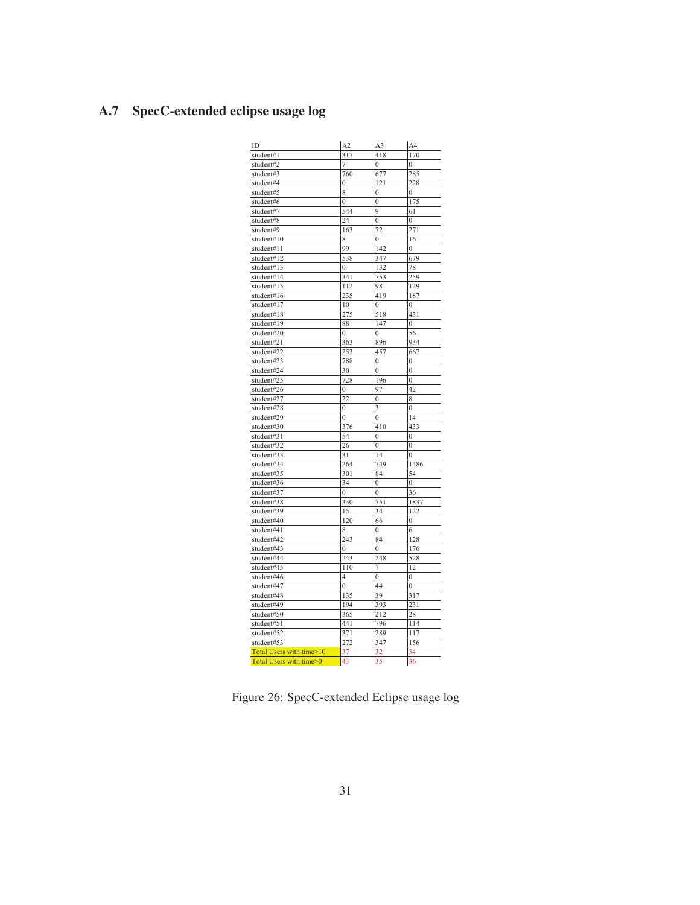## A.7 SpecC-extended eclipse usage log

| ID | A2 | A3 | A4 |
|---|---|---|---|
| student#1 | 317 | 418 | 170 |
| student#2 | 7 | 0 | 0 |
| student#3 | 760 | 677 | 285 |
| student#4 | 0 | 121 | 228 |
| student#5 | 8 | 0 | 0 |
| student#6 | 0 | 0 | 175 |
| student#7 | 544 | 9 | 61 |
| student#8 | 24 | 0 | 0 |
| student#9 | 163 | 72 | 271 |
| student#10 | 8 | 0 | 16 |
| student#11 | 99 | 142 | 0 |
| student#12 | 538 | 347 | 679 |
| student#13 | 0 | 132 | 78 |
| student#14 | 341 | 753 | 259 |
| student#15 | 112 | 98 | 129 |
| student#16 | 235 | 419 | 187 |
| student#17 | 10 | 0 | 0 |
| student#18 | 275 | 518 | 431 |
| student#19 | 88 | 147 | 0 |
| student#20 | 0 | 0 | 56 |
| student#21 | 363 | 896 | 934 |
| student#22 | 253 | 457 | 667 |
| student#23 | 788 | 0 | 0 |
| student#24 | 30 | 0 | 0 |
| student#25 | 728 | 196 | 0 |
| student#26 | 0 | 97 | 42 |
| student#27 | 22 | 0 | 8 |
| student#28 | 0 | 3 | 0 |
| student#29 | 0 | 0 | 14 |
| student#30 | 376 | 410 | 433 |
| student#31 | 54 | 0 | 0 |
| student#32 | 26 | 0 | 0 |
| student#33 | 31 | 14 | 0 |
| student#34 | 264 | 749 | 1486 |
| student#35 | 301 | 84 | 54 |
| student#36 | 34 | 0 | 0 |
| student#37 | 0 | 0 | 36 |
| student#38 | 330 | 751 | 1837 |
| student#39 | 15 | 34 | 122 |
| student#40 | 120 | 66 | 0 |
| student#41 | 8 | 0 | 6 |
| student#42 | 243 | 84 | 128 |
| student#43 | 0 | 0 | 176 |
| student#44 | 243 | 248 | 528 |
| student#45 | 110 | 7 | 12 |
| student#46 | 4 | 0 | 0 |
| student#47 | 0 | 44 | 0 |
| student#48 | 135 | 39 | 317 |
| student#49 | 194 | 393 | 231 |
| student#50 | 365 | 212 | 28 |
| student#51 | 441 | 796 | 114 |
| student#52 | 371 | 289 | 117 |
| student#53 | 272 | 347 | 156 |
| Total Users with time>10 | 37 | 32 | 34 |
| Total Users with time>0 | 43 | 35 | 36 |

Figure 26: SpecC-extended Eclipse usage log